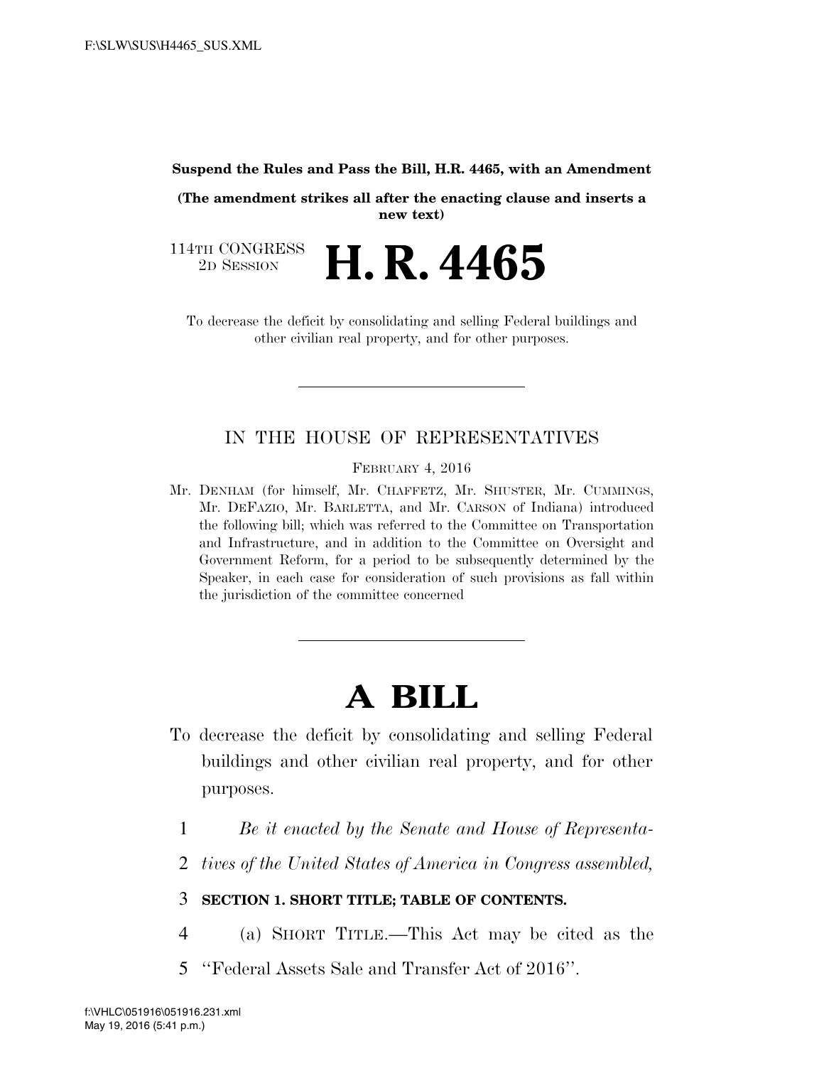**Suspend the Rules and Pass the Bill, H.R. 4465, with an Amendment**

**(The amendment strikes all after the enacting clause and inserts a new text)**

114TH CONGRESS
2D SESSION

# H. R. 4465

To decrease the deficit by consolidating and selling Federal buildings and other civilian real property, and for other purposes.

---

## IN THE HOUSE OF REPRESENTATIVES

FEBRUARY 4, 2016

Mr. DENHAM (for himself, Mr. CHAFFETZ, Mr. SHUSTER, Mr. CUMMINGS, Mr. DEFAZIO, Mr. BARLETTA, and Mr. CARSON of Indiana) introduced the following bill; which was referred to the Committee on Transportation and Infrastructure, and in addition to the Committee on Oversight and Government Reform, for a period to be subsequently determined by the Speaker, in each case for consideration of such provisions as fall within the jurisdiction of the committee concerned

---

# A BILL

To decrease the deficit by consolidating and selling Federal buildings and other civilian real property, and for other purposes.

1 *Be it enacted by the Senate and House of Representa-*
2 *tives of the United States of America in Congress assembled,*

3 **SECTION 1. SHORT TITLE; TABLE OF CONTENTS.**

4 (a) SHORT TITLE.—This Act may be cited as the
5 ''Federal Assets Sale and Transfer Act of 2016''.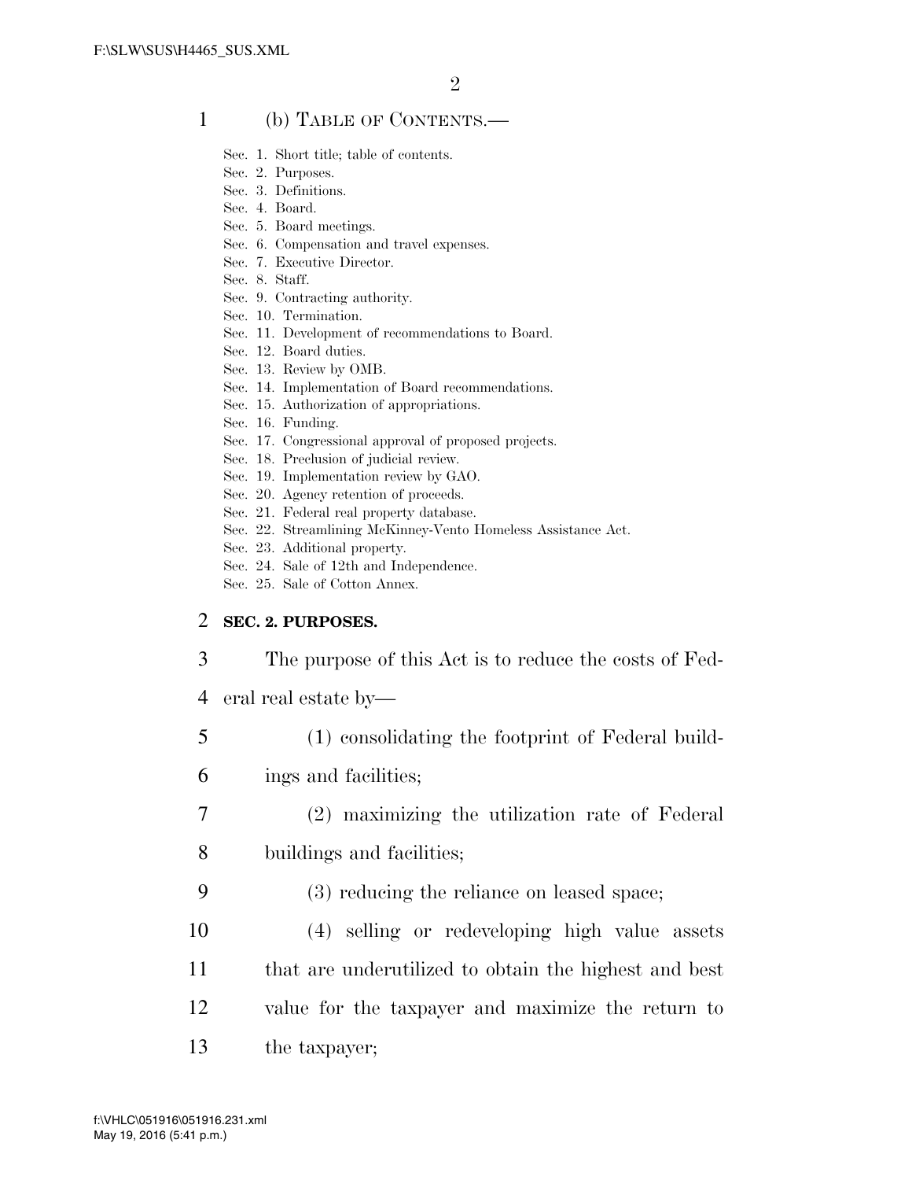(b) TABLE OF CONTENTS.—

Sec. 1. Short title; table of contents.
Sec. 2. Purposes.
Sec. 3. Definitions.
Sec. 4. Board.
Sec. 5. Board meetings.
Sec. 6. Compensation and travel expenses.
Sec. 7. Executive Director.
Sec. 8. Staff.
Sec. 9. Contracting authority.
Sec. 10. Termination.
Sec. 11. Development of recommendations to Board.
Sec. 12. Board duties.
Sec. 13. Review by OMB.
Sec. 14. Implementation of Board recommendations.
Sec. 15. Authorization of appropriations.
Sec. 16. Funding.
Sec. 17. Congressional approval of proposed projects.
Sec. 18. Preclusion of judicial review.
Sec. 19. Implementation review by GAO.
Sec. 20. Agency retention of proceeds.
Sec. 21. Federal real property database.
Sec. 22. Streamlining McKinney-Vento Homeless Assistance Act.
Sec. 23. Additional property.
Sec. 24. Sale of 12th and Independence.
Sec. 25. Sale of Cotton Annex.

**SEC. 2. PURPOSES.**

The purpose of this Act is to reduce the costs of Federal real estate by—

(1) consolidating the footprint of Federal buildings and facilities;

(2) maximizing the utilization rate of Federal buildings and facilities;

(3) reducing the reliance on leased space;

(4) selling or redeveloping high value assets that are underutilized to obtain the highest and best value for the taxpayer and maximize the return to the taxpayer;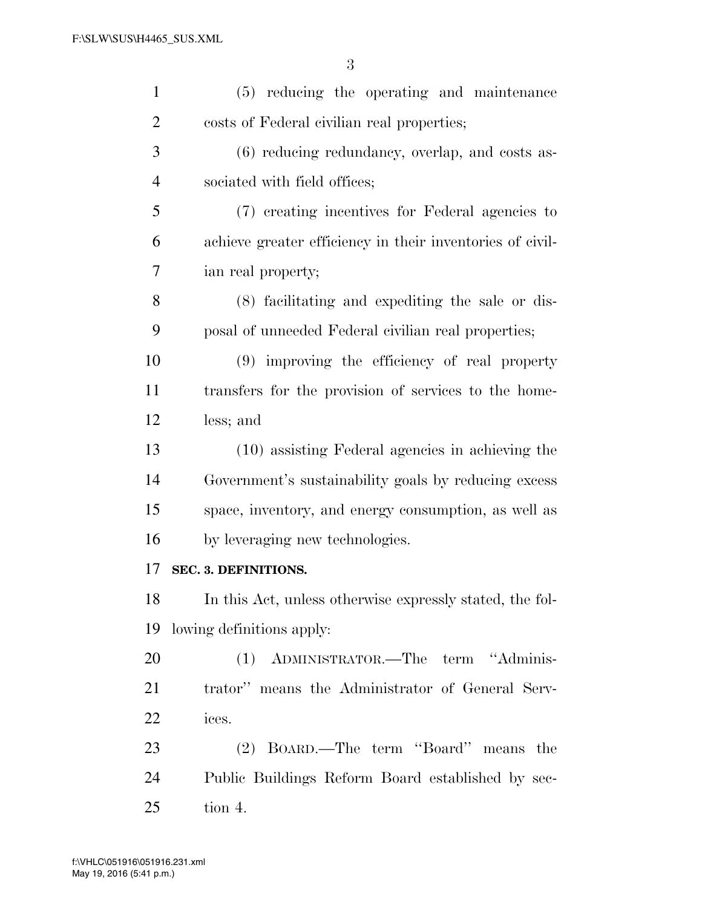(5) reducing the operating and maintenance costs of Federal civilian real properties;

(6) reducing redundancy, overlap, and costs associated with field offices;

(7) creating incentives for Federal agencies to achieve greater efficiency in their inventories of civilian real property;

(8) facilitating and expediting the sale or disposal of unneeded Federal civilian real properties;

(9) improving the efficiency of real property transfers for the provision of services to the homeless; and

(10) assisting Federal agencies in achieving the Government's sustainability goals by reducing excess space, inventory, and energy consumption, as well as by leveraging new technologies.

**SEC. 3. DEFINITIONS.**

In this Act, unless otherwise expressly stated, the following definitions apply:

(1) ADMINISTRATOR.—The term "Administrator" means the Administrator of General Services.

(2) BOARD.—The term "Board" means the Public Buildings Reform Board established by section 4.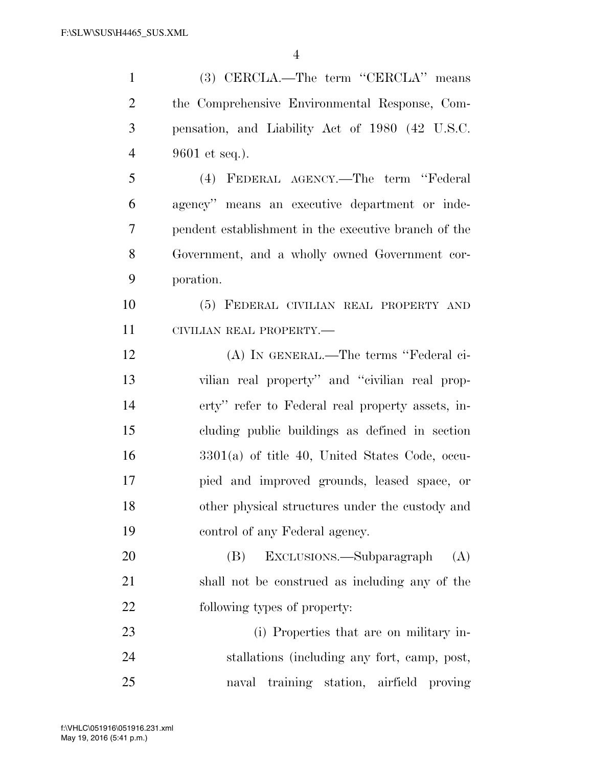(3) CERCLA.—The term "CERCLA" means the Comprehensive Environmental Response, Compensation, and Liability Act of 1980 (42 U.S.C. 9601 et seq.).

(4) FEDERAL AGENCY.—The term "Federal agency" means an executive department or independent establishment in the executive branch of the Government, and a wholly owned Government corporation.

(5) FEDERAL CIVILIAN REAL PROPERTY AND CIVILIAN REAL PROPERTY.—

(A) IN GENERAL.—The terms "Federal civilian real property" and "civilian real property" refer to Federal real property assets, including public buildings as defined in section 3301(a) of title 40, United States Code, occupied and improved grounds, leased space, or other physical structures under the custody and control of any Federal agency.

(B) EXCLUSIONS.—Subparagraph (A) shall not be construed as including any of the following types of property:

(i) Properties that are on military installations (including any fort, camp, post, naval training station, airfield proving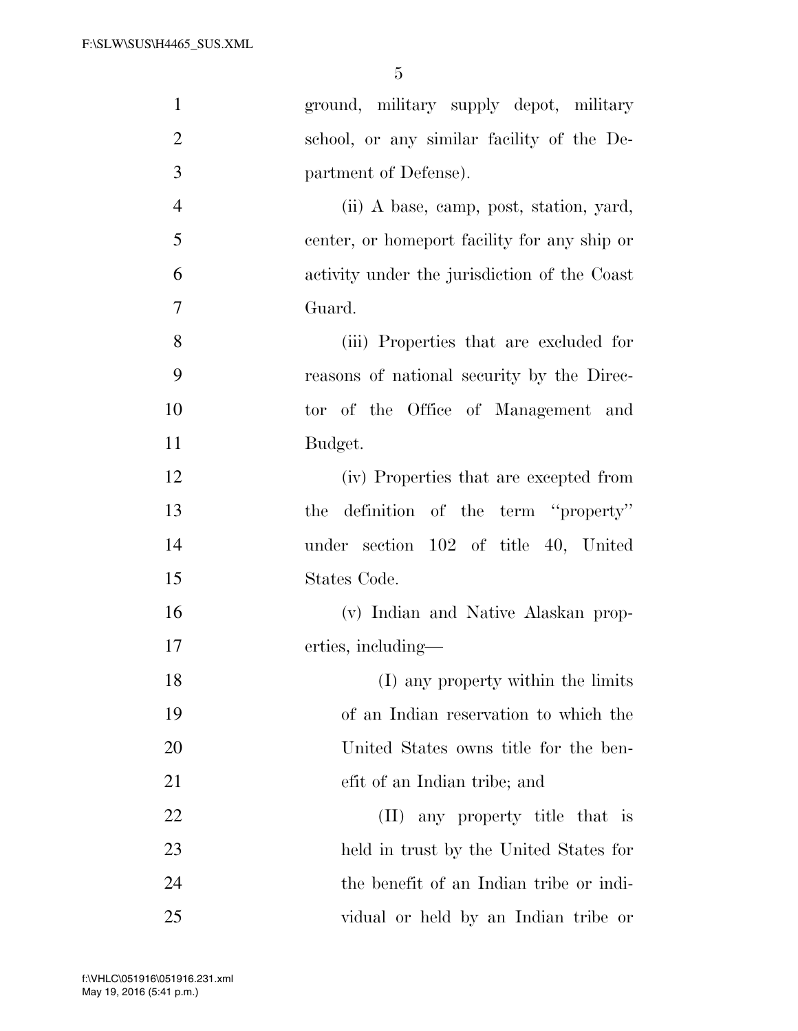ground, military supply depot, military school, or any similar facility of the Department of Defense).

(ii) A base, camp, post, station, yard, center, or homeport facility for any ship or activity under the jurisdiction of the Coast Guard.

(iii) Properties that are excluded for reasons of national security by the Director of the Office of Management and Budget.

(iv) Properties that are excepted from the definition of the term ''property'' under section 102 of title 40, United States Code.

(v) Indian and Native Alaskan properties, including—

(I) any property within the limits of an Indian reservation to which the United States owns title for the benefit of an Indian tribe; and

(II) any property title that is held in trust by the United States for the benefit of an Indian tribe or individual or held by an Indian tribe or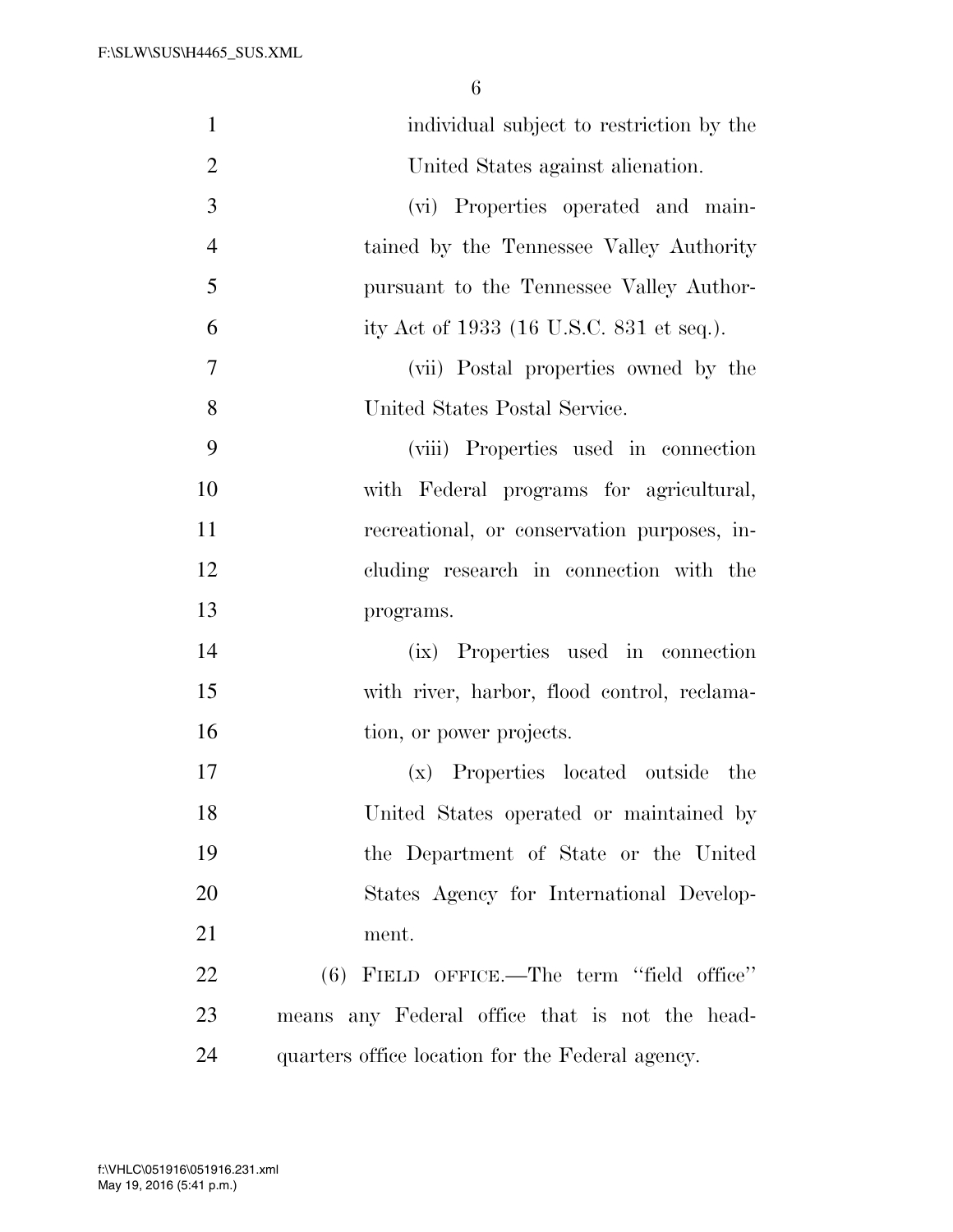individual subject to restriction by the United States against alienation.

(vi) Properties operated and maintained by the Tennessee Valley Authority pursuant to the Tennessee Valley Authority Act of 1933 (16 U.S.C. 831 et seq.).

(vii) Postal properties owned by the United States Postal Service.

(viii) Properties used in connection with Federal programs for agricultural, recreational, or conservation purposes, including research in connection with the programs.

(ix) Properties used in connection with river, harbor, flood control, reclamation, or power projects.

(x) Properties located outside the United States operated or maintained by the Department of State or the United States Agency for International Development.

(6) FIELD OFFICE.—The term "field office" means any Federal office that is not the headquarters office location for the Federal agency.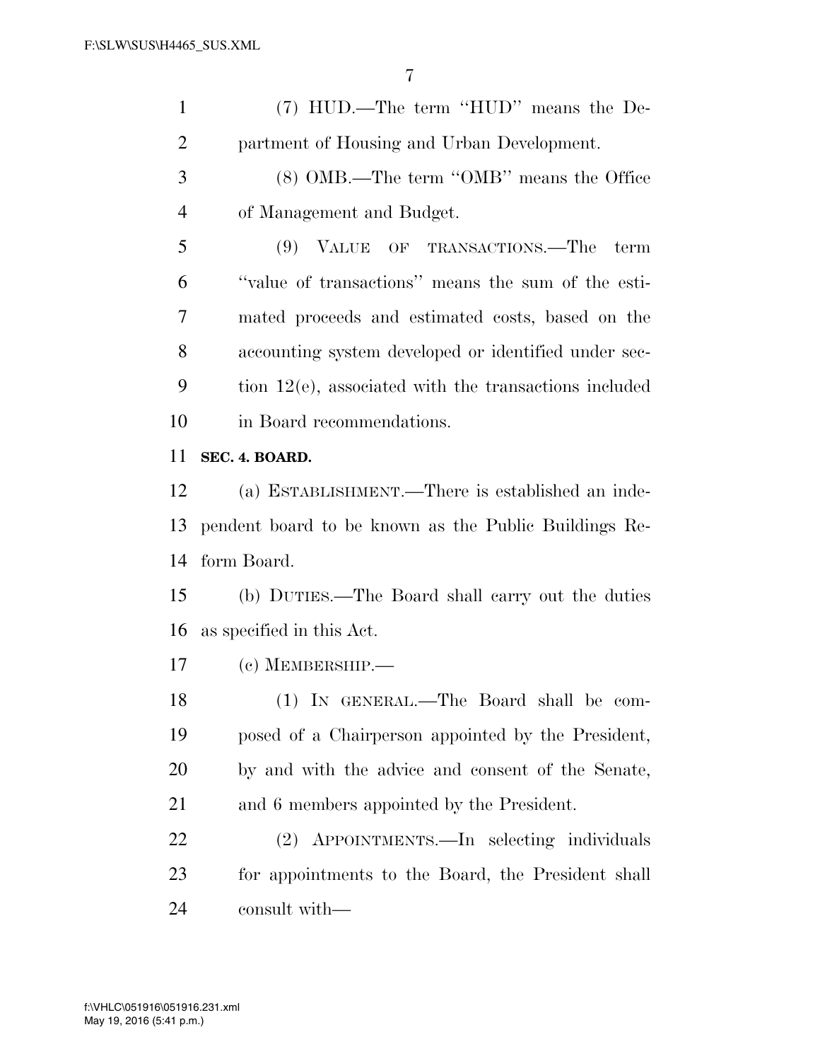(7) HUD.—The term ''HUD'' means the Department of Housing and Urban Development.

(8) OMB.—The term ''OMB'' means the Office of Management and Budget.

(9) VALUE OF TRANSACTIONS.—The term ''value of transactions'' means the sum of the estimated proceeds and estimated costs, based on the accounting system developed or identified under section 12(e), associated with the transactions included in Board recommendations.

**SEC. 4. BOARD.**

(a) ESTABLISHMENT.—There is established an independent board to be known as the Public Buildings Reform Board.

(b) DUTIES.—The Board shall carry out the duties as specified in this Act.

(c) MEMBERSHIP.—

(1) IN GENERAL.—The Board shall be composed of a Chairperson appointed by the President, by and with the advice and consent of the Senate, and 6 members appointed by the President.

(2) APPOINTMENTS.—In selecting individuals for appointments to the Board, the President shall consult with—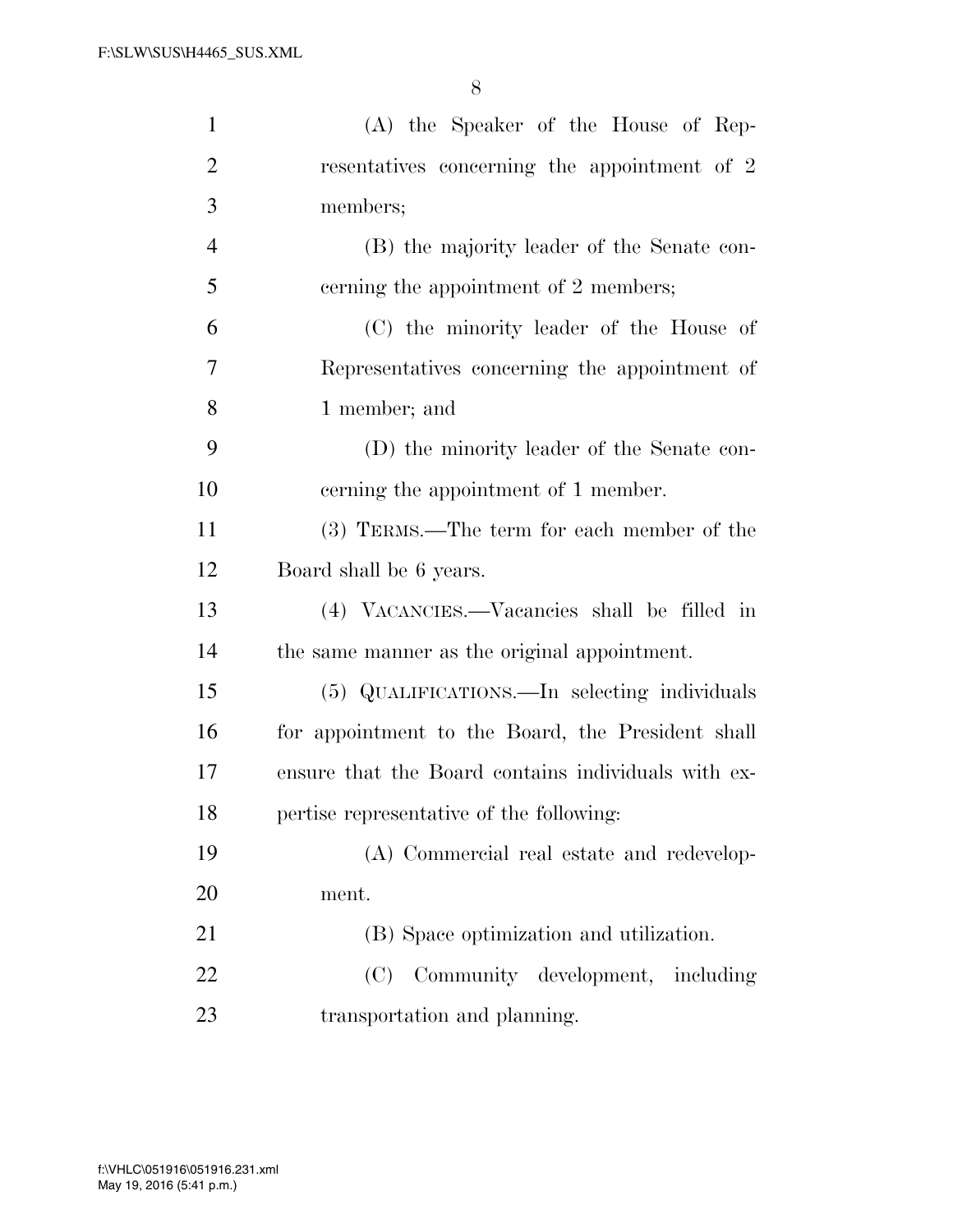(A) the Speaker of the House of Representatives concerning the appointment of 2 members;

(B) the majority leader of the Senate concerning the appointment of 2 members;

(C) the minority leader of the House of Representatives concerning the appointment of 1 member; and

(D) the minority leader of the Senate concerning the appointment of 1 member.

(3) TERMS.—The term for each member of the Board shall be 6 years.

(4) VACANCIES.—Vacancies shall be filled in the same manner as the original appointment.

(5) QUALIFICATIONS.—In selecting individuals for appointment to the Board, the President shall ensure that the Board contains individuals with expertise representative of the following:

(A) Commercial real estate and redevelopment.

(B) Space optimization and utilization.

(C) Community development, including transportation and planning.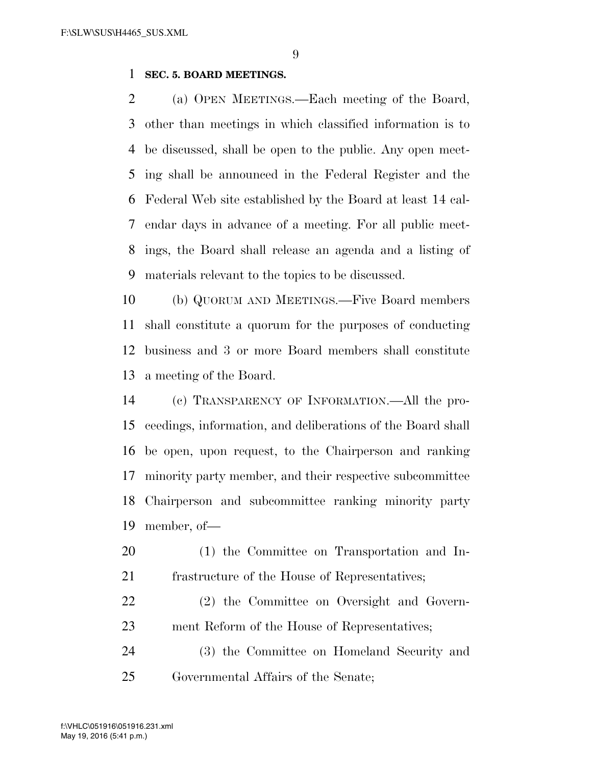**SEC. 5. BOARD MEETINGS.**

(a) OPEN MEETINGS.—Each meeting of the Board, other than meetings in which classified information is to be discussed, shall be open to the public. Any open meeting shall be announced in the Federal Register and the Federal Web site established by the Board at least 14 calendar days in advance of a meeting. For all public meetings, the Board shall release an agenda and a listing of materials relevant to the topics to be discussed.

(b) QUORUM AND MEETINGS.—Five Board members shall constitute a quorum for the purposes of conducting business and 3 or more Board members shall constitute a meeting of the Board.

(c) TRANSPARENCY OF INFORMATION.—All the proceedings, information, and deliberations of the Board shall be open, upon request, to the Chairperson and ranking minority party member, and their respective subcommittee Chairperson and subcommittee ranking minority party member, of—

(1) the Committee on Transportation and Infrastructure of the House of Representatives;

(2) the Committee on Oversight and Government Reform of the House of Representatives;

(3) the Committee on Homeland Security and Governmental Affairs of the Senate;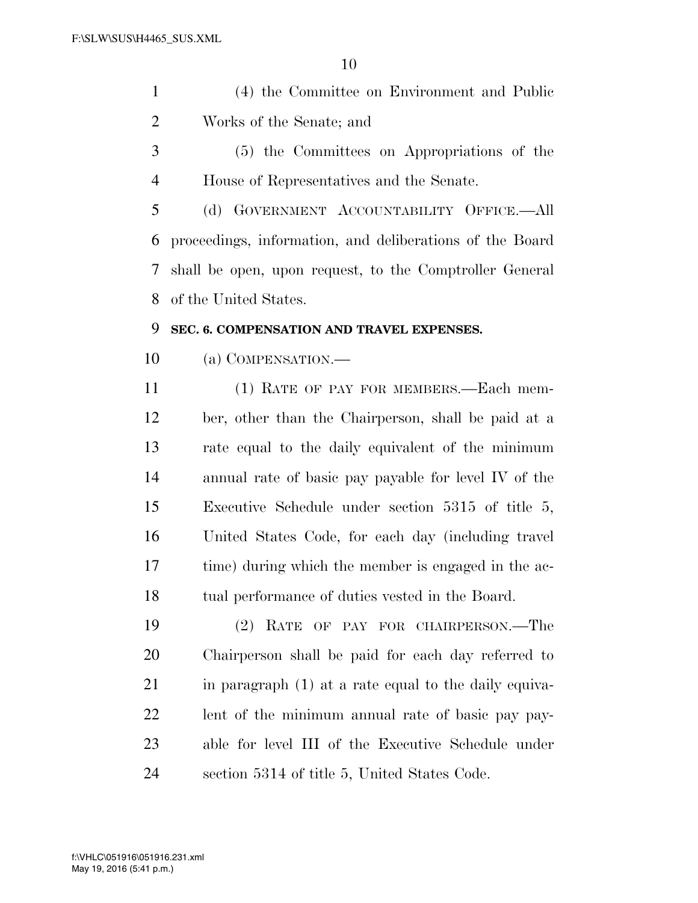(4) the Committee on Environment and Public Works of the Senate; and

(5) the Committees on Appropriations of the House of Representatives and the Senate.

(d) GOVERNMENT ACCOUNTABILITY OFFICE.—All proceedings, information, and deliberations of the Board shall be open, upon request, to the Comptroller General of the United States.

**SEC. 6. COMPENSATION AND TRAVEL EXPENSES.**

(a) COMPENSATION.—

(1) RATE OF PAY FOR MEMBERS.—Each member, other than the Chairperson, shall be paid at a rate equal to the daily equivalent of the minimum annual rate of basic pay payable for level IV of the Executive Schedule under section 5315 of title 5, United States Code, for each day (including travel time) during which the member is engaged in the actual performance of duties vested in the Board.

(2) RATE OF PAY FOR CHAIRPERSON.—The Chairperson shall be paid for each day referred to in paragraph (1) at a rate equal to the daily equivalent of the minimum annual rate of basic pay payable for level III of the Executive Schedule under section 5314 of title 5, United States Code.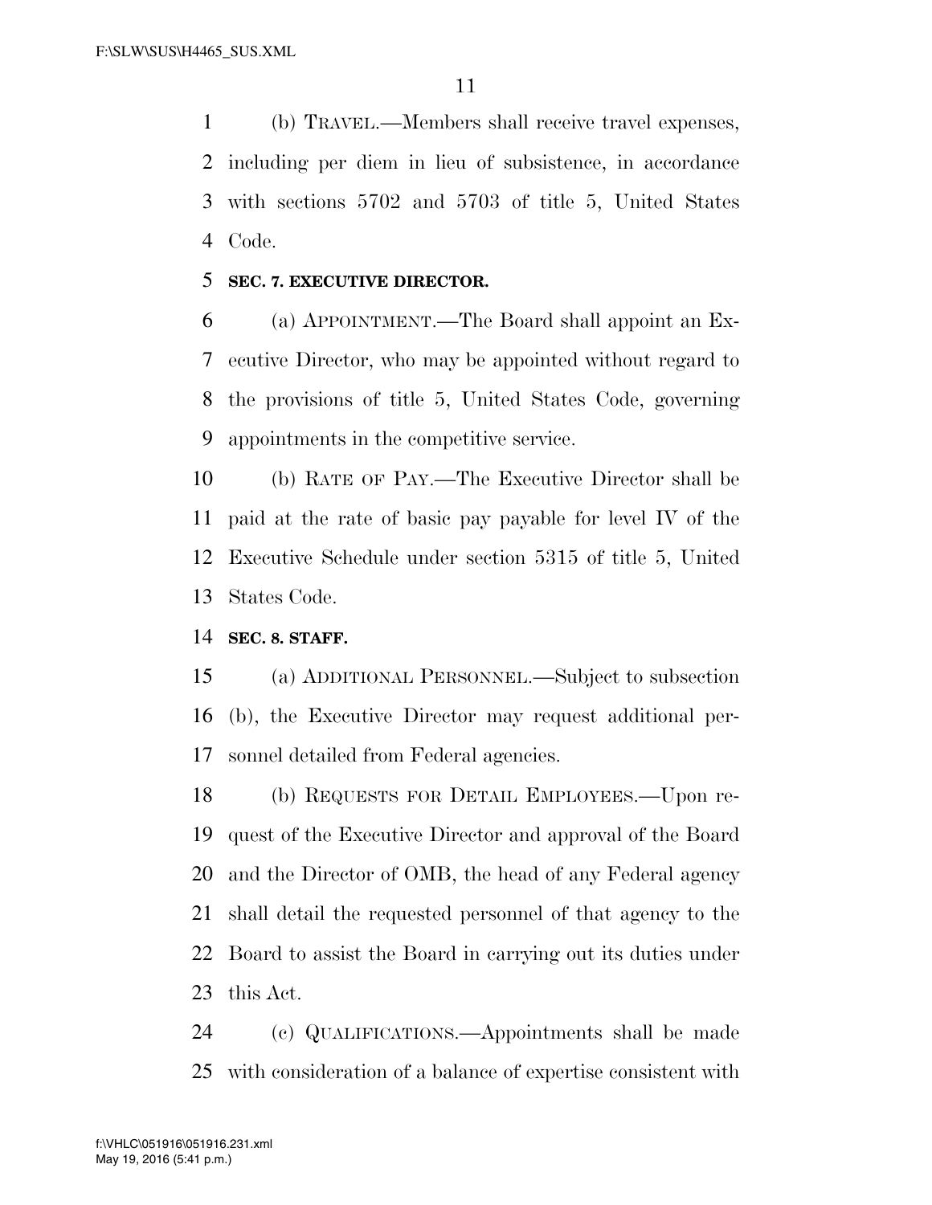(b) TRAVEL.—Members shall receive travel expenses, including per diem in lieu of subsistence, in accordance with sections 5702 and 5703 of title 5, United States Code.

**SEC. 7. EXECUTIVE DIRECTOR.**

(a) APPOINTMENT.—The Board shall appoint an Executive Director, who may be appointed without regard to the provisions of title 5, United States Code, governing appointments in the competitive service.

(b) RATE OF PAY.—The Executive Director shall be paid at the rate of basic pay payable for level IV of the Executive Schedule under section 5315 of title 5, United States Code.

**SEC. 8. STAFF.**

(a) ADDITIONAL PERSONNEL.—Subject to subsection (b), the Executive Director may request additional personnel detailed from Federal agencies.

(b) REQUESTS FOR DETAIL EMPLOYEES.—Upon request of the Executive Director and approval of the Board and the Director of OMB, the head of any Federal agency shall detail the requested personnel of that agency to the Board to assist the Board in carrying out its duties under this Act.

(c) QUALIFICATIONS.—Appointments shall be made with consideration of a balance of expertise consistent with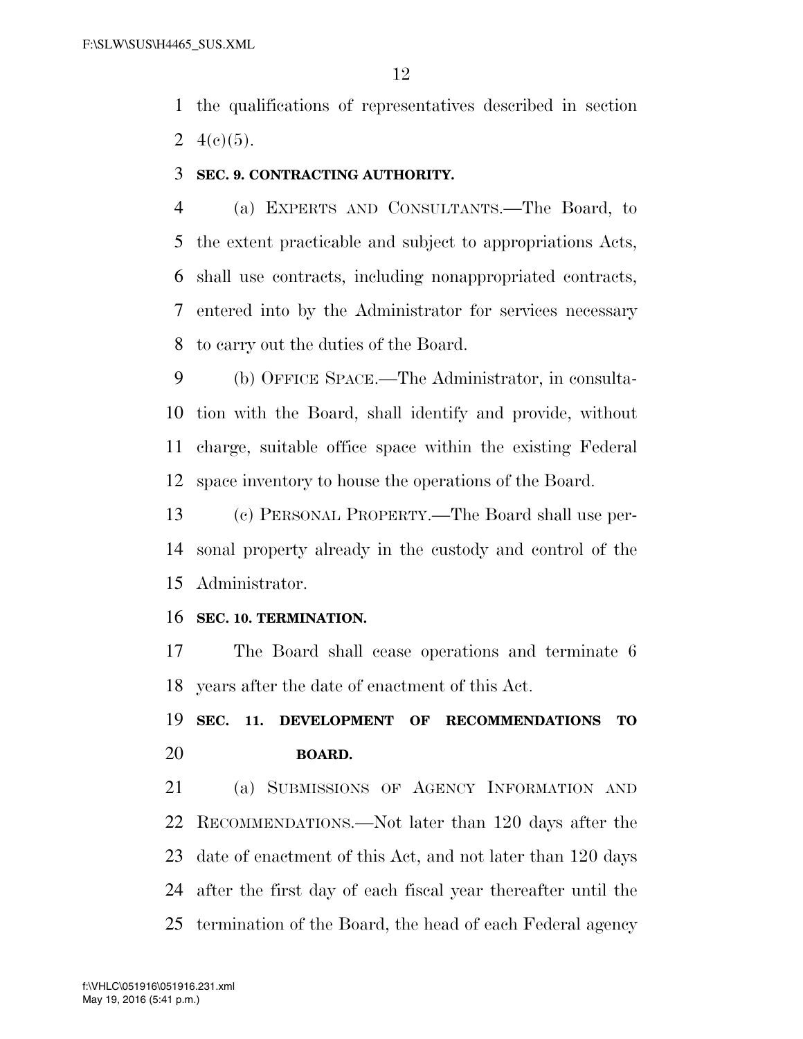the qualifications of representatives described in section 4(c)(5).

### SEC. 9. CONTRACTING AUTHORITY.

(a) EXPERTS AND CONSULTANTS.—The Board, to the extent practicable and subject to appropriations Acts, shall use contracts, including nonappropriated contracts, entered into by the Administrator for services necessary to carry out the duties of the Board.

(b) OFFICE SPACE.—The Administrator, in consultation with the Board, shall identify and provide, without charge, suitable office space within the existing Federal space inventory to house the operations of the Board.

(c) PERSONAL PROPERTY.—The Board shall use personal property already in the custody and control of the Administrator.

### SEC. 10. TERMINATION.

The Board shall cease operations and terminate 6 years after the date of enactment of this Act.

### SEC. 11. DEVELOPMENT OF RECOMMENDATIONS TO BOARD.

(a) SUBMISSIONS OF AGENCY INFORMATION AND RECOMMENDATIONS.—Not later than 120 days after the date of enactment of this Act, and not later than 120 days after the first day of each fiscal year thereafter until the termination of the Board, the head of each Federal agency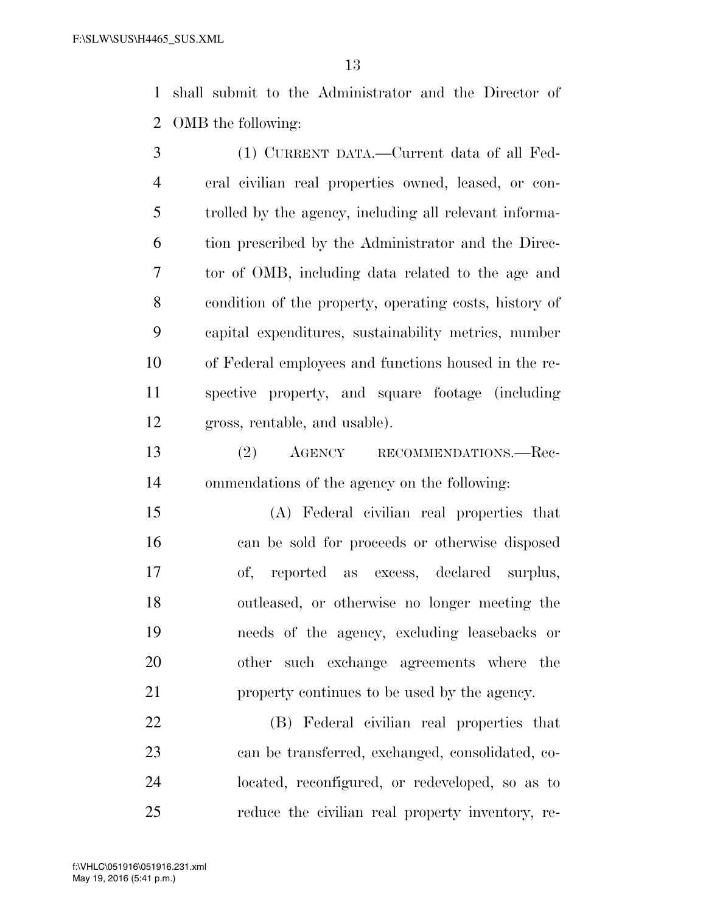shall submit to the Administrator and the Director of OMB the following:

(1) CURRENT DATA.—Current data of all Federal civilian real properties owned, leased, or controlled by the agency, including all relevant information prescribed by the Administrator and the Director of OMB, including data related to the age and condition of the property, operating costs, history of capital expenditures, sustainability metrics, number of Federal employees and functions housed in the respective property, and square footage (including gross, rentable, and usable).

(2) AGENCY RECOMMENDATIONS.—Recommendations of the agency on the following:

(A) Federal civilian real properties that can be sold for proceeds or otherwise disposed of, reported as excess, declared surplus, outleased, or otherwise no longer meeting the needs of the agency, excluding leasebacks or other such exchange agreements where the property continues to be used by the agency.

(B) Federal civilian real properties that can be transferred, exchanged, consolidated, co-located, reconfigured, or redeveloped, so as to reduce the civilian real property inventory, re-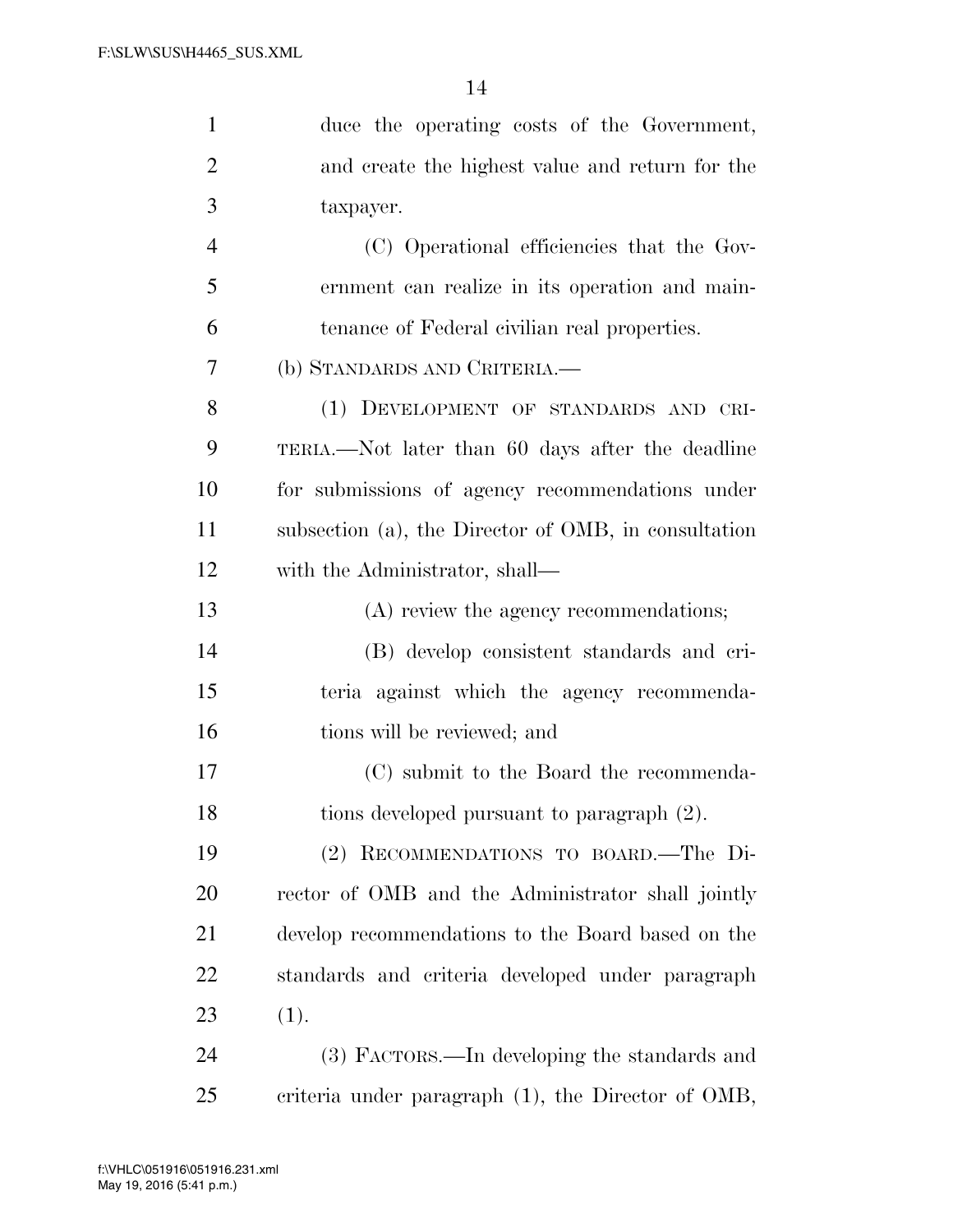duce the operating costs of the Government, and create the highest value and return for the taxpayer.

(C) Operational efficiencies that the Government can realize in its operation and maintenance of Federal civilian real properties.

(b) STANDARDS AND CRITERIA.—

(1) DEVELOPMENT OF STANDARDS AND CRITERIA.—Not later than 60 days after the deadline for submissions of agency recommendations under subsection (a), the Director of OMB, in consultation with the Administrator, shall—

(A) review the agency recommendations;

(B) develop consistent standards and criteria against which the agency recommendations will be reviewed; and

(C) submit to the Board the recommendations developed pursuant to paragraph (2).

(2) RECOMMENDATIONS TO BOARD.—The Director of OMB and the Administrator shall jointly develop recommendations to the Board based on the standards and criteria developed under paragraph (1).

(3) FACTORS.—In developing the standards and criteria under paragraph (1), the Director of OMB,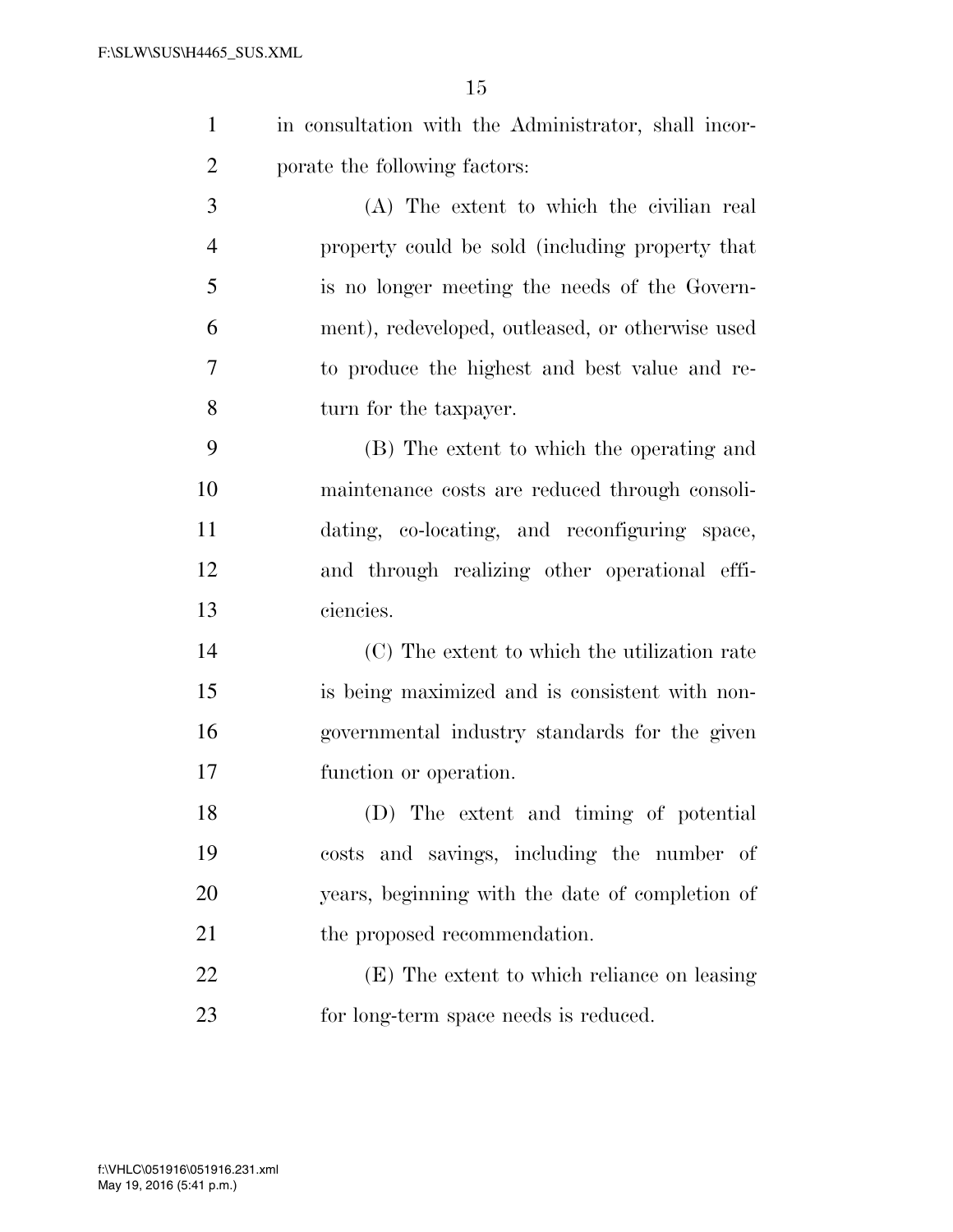in consultation with the Administrator, shall incorporate the following factors:

(A) The extent to which the civilian real property could be sold (including property that is no longer meeting the needs of the Government), redeveloped, outleased, or otherwise used to produce the highest and best value and return for the taxpayer.

(B) The extent to which the operating and maintenance costs are reduced through consolidating, co-locating, and reconfiguring space, and through realizing other operational efficiencies.

(C) The extent to which the utilization rate is being maximized and is consistent with nongovernmental industry standards for the given function or operation.

(D) The extent and timing of potential costs and savings, including the number of years, beginning with the date of completion of the proposed recommendation.

(E) The extent to which reliance on leasing for long-term space needs is reduced.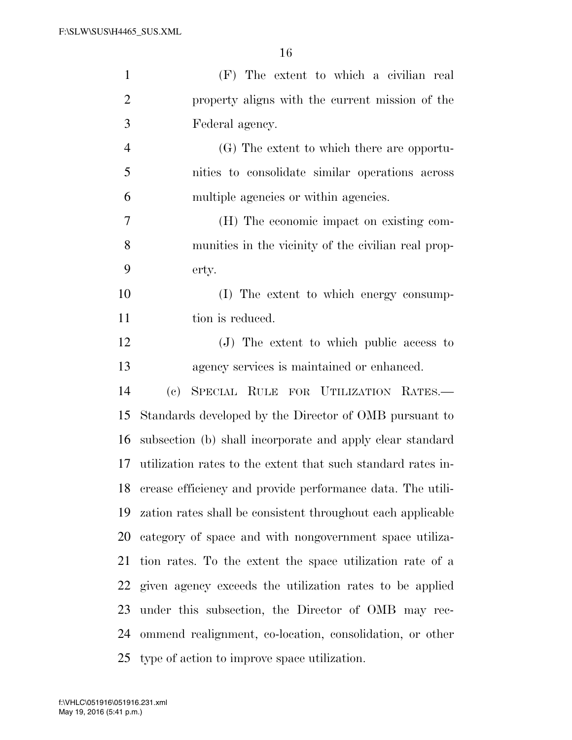(F) The extent to which a civilian real property aligns with the current mission of the Federal agency.

(G) The extent to which there are opportunities to consolidate similar operations across multiple agencies or within agencies.

(H) The economic impact on existing communities in the vicinity of the civilian real property.

(I) The extent to which energy consumption is reduced.

(J) The extent to which public access to agency services is maintained or enhanced.

(c) SPECIAL RULE FOR UTILIZATION RATES.—Standards developed by the Director of OMB pursuant to subsection (b) shall incorporate and apply clear standard utilization rates to the extent that such standard rates increase efficiency and provide performance data. The utilization rates shall be consistent throughout each applicable category of space and with nongovernment space utilization rates. To the extent the space utilization rate of a given agency exceeds the utilization rates to be applied under this subsection, the Director of OMB may recommend realignment, co-location, consolidation, or other type of action to improve space utilization.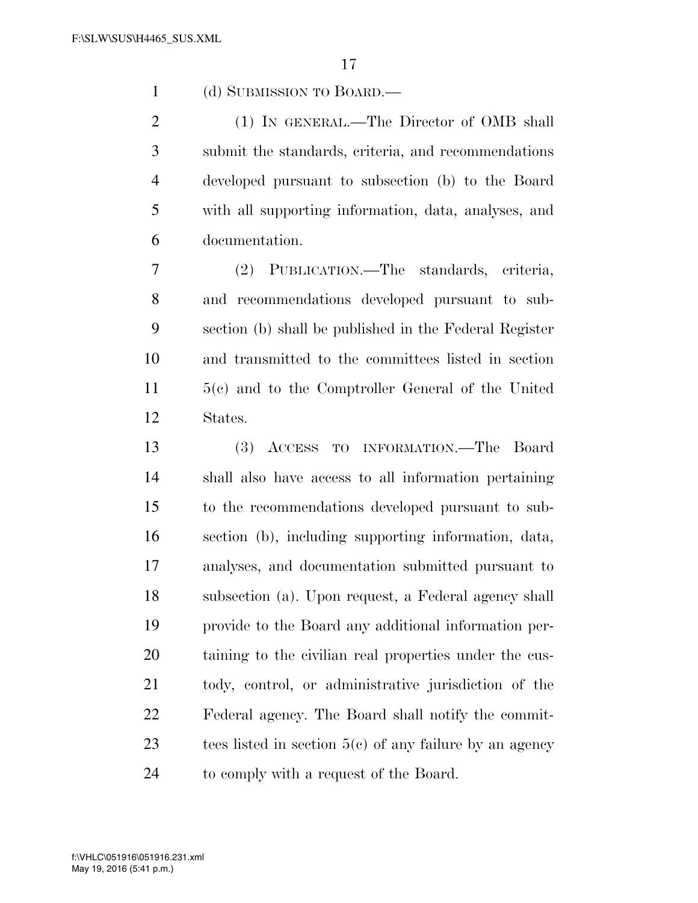(d) SUBMISSION TO BOARD.—

(1) IN GENERAL.—The Director of OMB shall submit the standards, criteria, and recommendations developed pursuant to subsection (b) to the Board with all supporting information, data, analyses, and documentation.

(2) PUBLICATION.—The standards, criteria, and recommendations developed pursuant to subsection (b) shall be published in the Federal Register and transmitted to the committees listed in section 5(c) and to the Comptroller General of the United States.

(3) ACCESS TO INFORMATION.—The Board shall also have access to all information pertaining to the recommendations developed pursuant to subsection (b), including supporting information, data, analyses, and documentation submitted pursuant to subsection (a). Upon request, a Federal agency shall provide to the Board any additional information pertaining to the civilian real properties under the custody, control, or administrative jurisdiction of the Federal agency. The Board shall notify the committees listed in section 5(c) of any failure by an agency to comply with a request of the Board.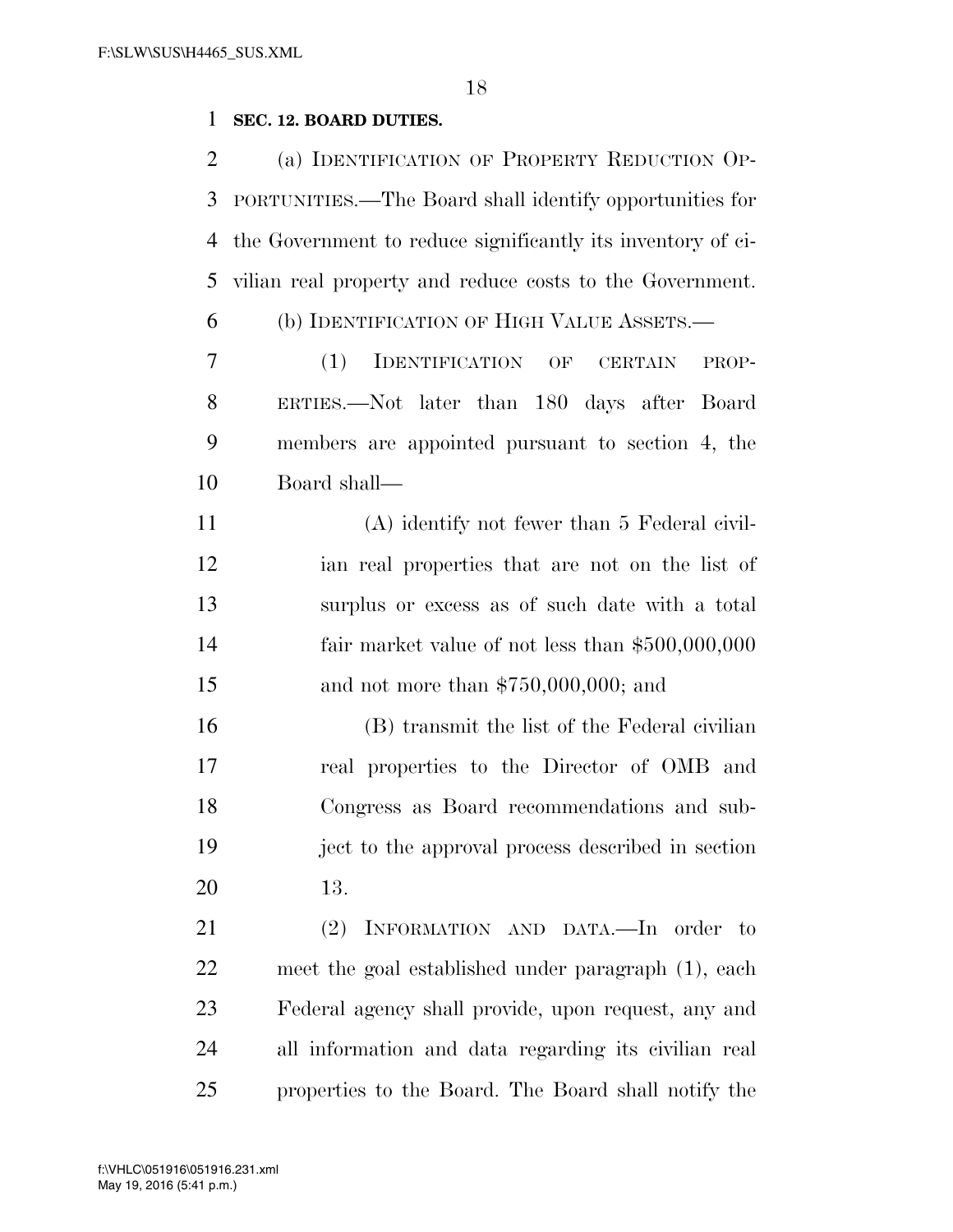**SEC. 12. BOARD DUTIES.**

(a) IDENTIFICATION OF PROPERTY REDUCTION OPPORTUNITIES.—The Board shall identify opportunities for the Government to reduce significantly its inventory of civilian real property and reduce costs to the Government.

(b) IDENTIFICATION OF HIGH VALUE ASSETS.—

(1) IDENTIFICATION OF CERTAIN PROPERTIES.—Not later than 180 days after Board members are appointed pursuant to section 4, the Board shall—

(A) identify not fewer than 5 Federal civilian real properties that are not on the list of surplus or excess as of such date with a total fair market value of not less than $500,000,000 and not more than $750,000,000; and

(B) transmit the list of the Federal civilian real properties to the Director of OMB and Congress as Board recommendations and subject to the approval process described in section 13.

(2) INFORMATION AND DATA.—In order to meet the goal established under paragraph (1), each Federal agency shall provide, upon request, any and all information and data regarding its civilian real properties to the Board. The Board shall notify the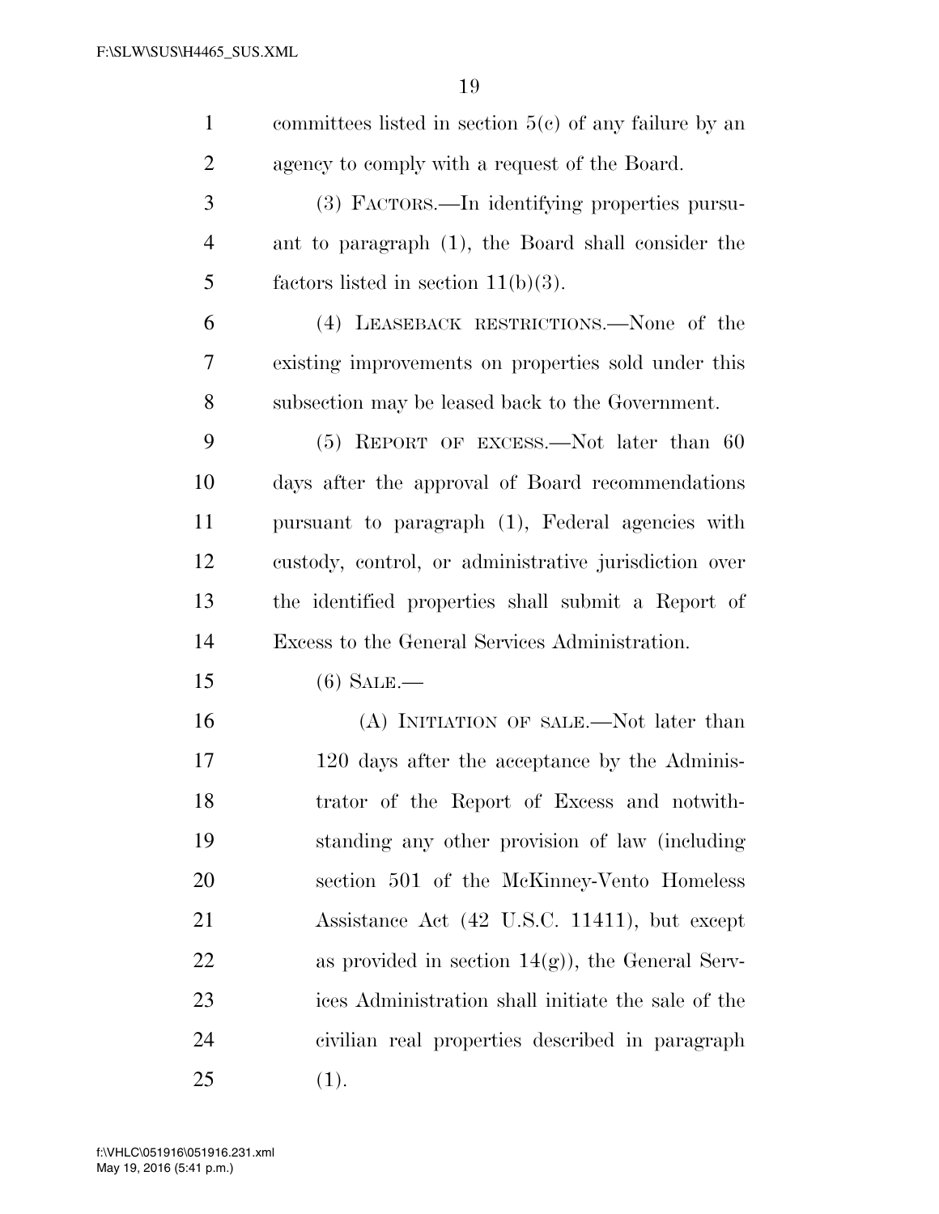committees listed in section 5(c) of any failure by an agency to comply with a request of the Board.

(3) FACTORS.—In identifying properties pursuant to paragraph (1), the Board shall consider the factors listed in section 11(b)(3).

(4) LEASEBACK RESTRICTIONS.—None of the existing improvements on properties sold under this subsection may be leased back to the Government.

(5) REPORT OF EXCESS.—Not later than 60 days after the approval of Board recommendations pursuant to paragraph (1), Federal agencies with custody, control, or administrative jurisdiction over the identified properties shall submit a Report of Excess to the General Services Administration.

(6) SALE.—

(A) INITIATION OF SALE.—Not later than 120 days after the acceptance by the Administrator of the Report of Excess and notwithstanding any other provision of law (including section 501 of the McKinney-Vento Homeless Assistance Act (42 U.S.C. 11411), but except as provided in section 14(g)), the General Services Administration shall initiate the sale of the civilian real properties described in paragraph (1).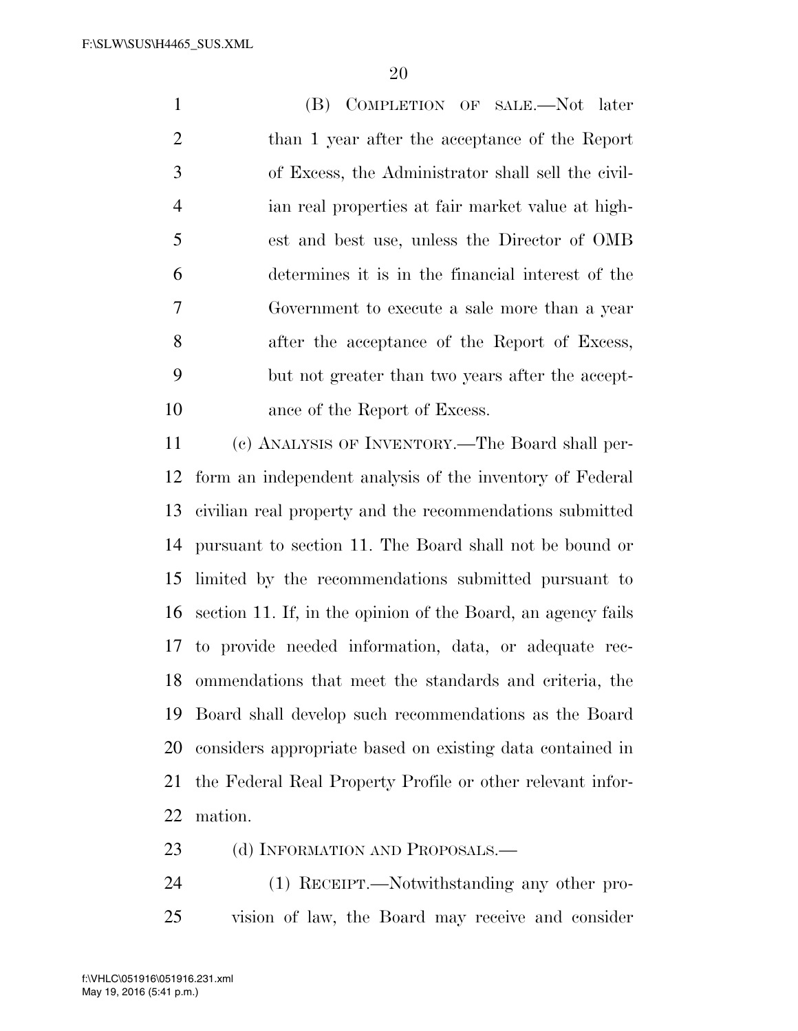(B) COMPLETION OF SALE.—Not later than 1 year after the acceptance of the Report of Excess, the Administrator shall sell the civilian real properties at fair market value at highest and best use, unless the Director of OMB determines it is in the financial interest of the Government to execute a sale more than a year after the acceptance of the Report of Excess, but not greater than two years after the acceptance of the Report of Excess.

(c) ANALYSIS OF INVENTORY.—The Board shall perform an independent analysis of the inventory of Federal civilian real property and the recommendations submitted pursuant to section 11. The Board shall not be bound or limited by the recommendations submitted pursuant to section 11. If, in the opinion of the Board, an agency fails to provide needed information, data, or adequate recommendations that meet the standards and criteria, the Board shall develop such recommendations as the Board considers appropriate based on existing data contained in the Federal Real Property Profile or other relevant information.

(d) INFORMATION AND PROPOSALS.—

(1) RECEIPT.—Notwithstanding any other provision of law, the Board may receive and consider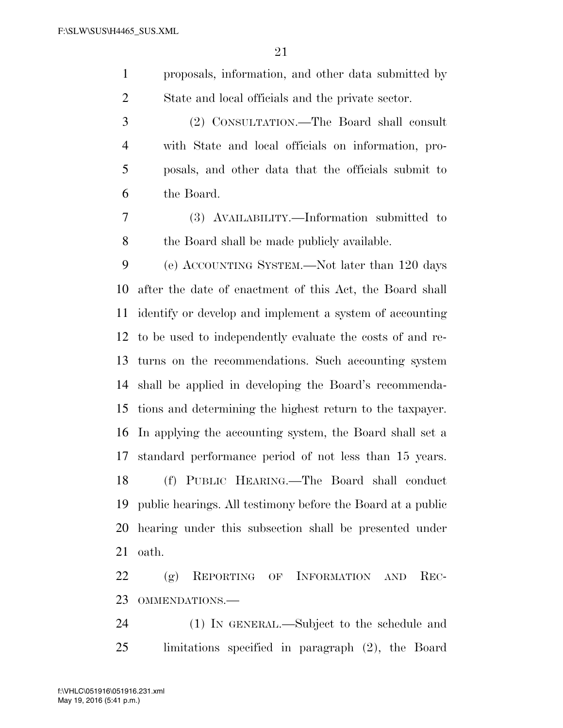proposals, information, and other data submitted by State and local officials and the private sector.

(2) CONSULTATION.—The Board shall consult with State and local officials on information, proposals, and other data that the officials submit to the Board.

(3) AVAILABILITY.—Information submitted to the Board shall be made publicly available.

(e) ACCOUNTING SYSTEM.—Not later than 120 days after the date of enactment of this Act, the Board shall identify or develop and implement a system of accounting to be used to independently evaluate the costs of and returns on the recommendations. Such accounting system shall be applied in developing the Board's recommendations and determining the highest return to the taxpayer. In applying the accounting system, the Board shall set a standard performance period of not less than 15 years.

(f) PUBLIC HEARING.—The Board shall conduct public hearings. All testimony before the Board at a public hearing under this subsection shall be presented under oath.

(g) REPORTING OF INFORMATION AND RECOMMENDATIONS.—

(1) IN GENERAL.—Subject to the schedule and limitations specified in paragraph (2), the Board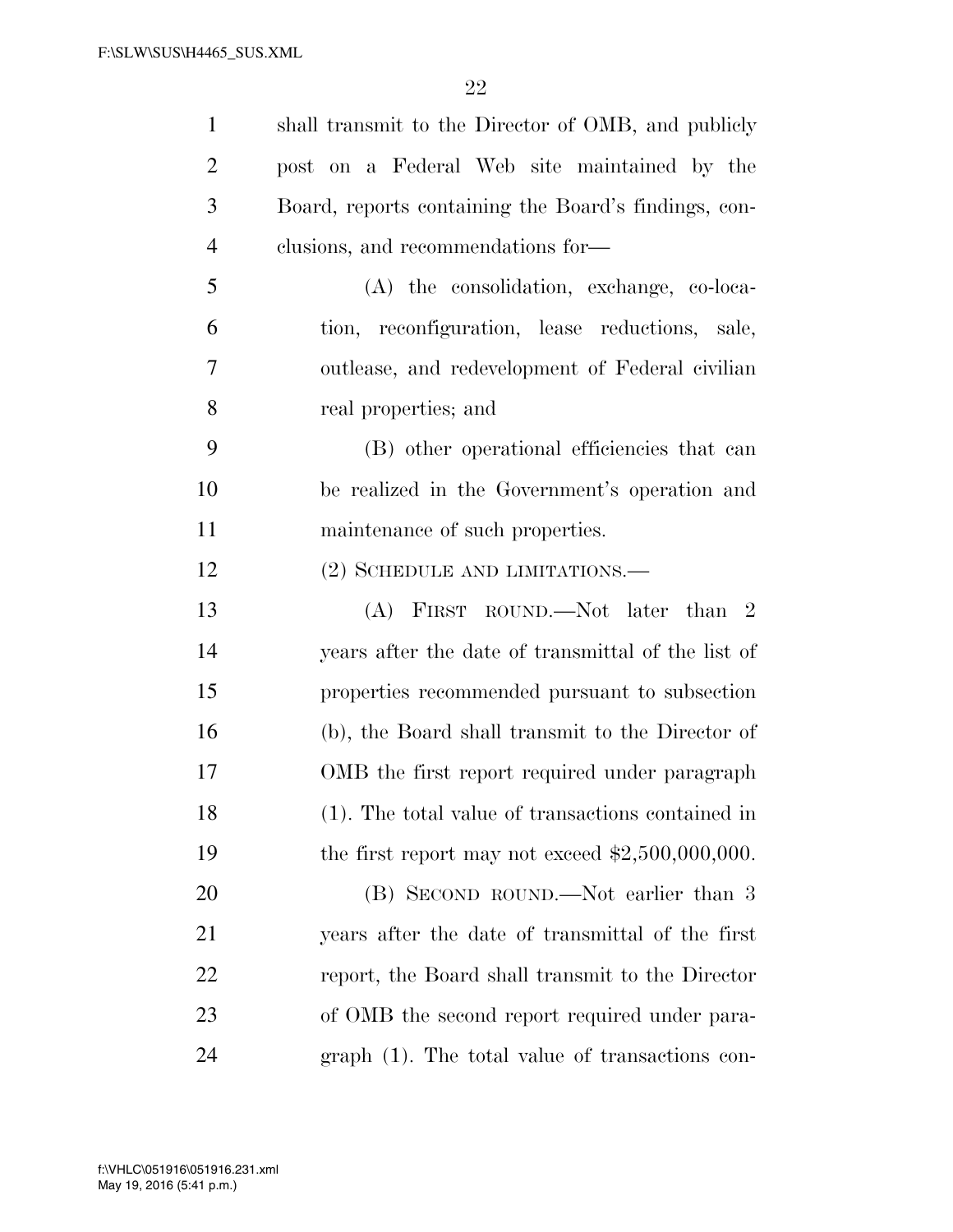shall transmit to the Director of OMB, and publicly post on a Federal Web site maintained by the Board, reports containing the Board's findings, conclusions, and recommendations for—

(A) the consolidation, exchange, co-location, reconfiguration, lease reductions, sale, outlease, and redevelopment of Federal civilian real properties; and

(B) other operational efficiencies that can be realized in the Government's operation and maintenance of such properties.

(2) SCHEDULE AND LIMITATIONS.—

(A) FIRST ROUND.—Not later than 2 years after the date of transmittal of the list of properties recommended pursuant to subsection (b), the Board shall transmit to the Director of OMB the first report required under paragraph (1). The total value of transactions contained in the first report may not exceed $2,500,000,000.

(B) SECOND ROUND.—Not earlier than 3 years after the date of transmittal of the first report, the Board shall transmit to the Director of OMB the second report required under paragraph (1). The total value of transactions con-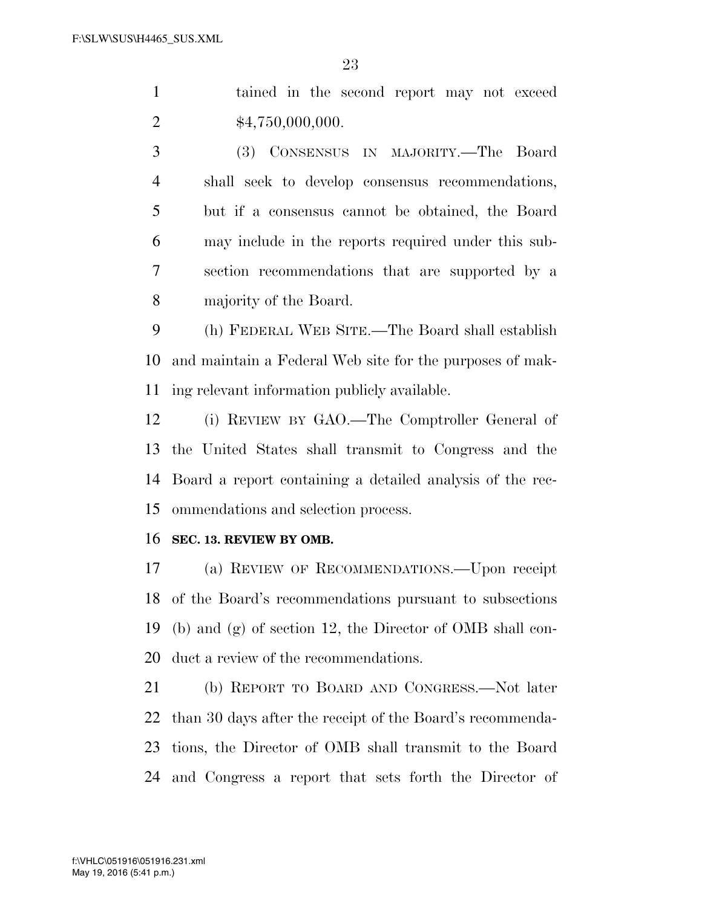tained in the second report may not exceed $4,750,000,000.

(3) CONSENSUS IN MAJORITY.—The Board shall seek to develop consensus recommendations, but if a consensus cannot be obtained, the Board may include in the reports required under this subsection recommendations that are supported by a majority of the Board.

(h) FEDERAL WEB SITE.—The Board shall establish and maintain a Federal Web site for the purposes of making relevant information publicly available.

(i) REVIEW BY GAO.—The Comptroller General of the United States shall transmit to Congress and the Board a report containing a detailed analysis of the recommendations and selection process.

**SEC. 13. REVIEW BY OMB.**

(a) REVIEW OF RECOMMENDATIONS.—Upon receipt of the Board's recommendations pursuant to subsections (b) and (g) of section 12, the Director of OMB shall conduct a review of the recommendations.

(b) REPORT TO BOARD AND CONGRESS.—Not later than 30 days after the receipt of the Board's recommendations, the Director of OMB shall transmit to the Board and Congress a report that sets forth the Director of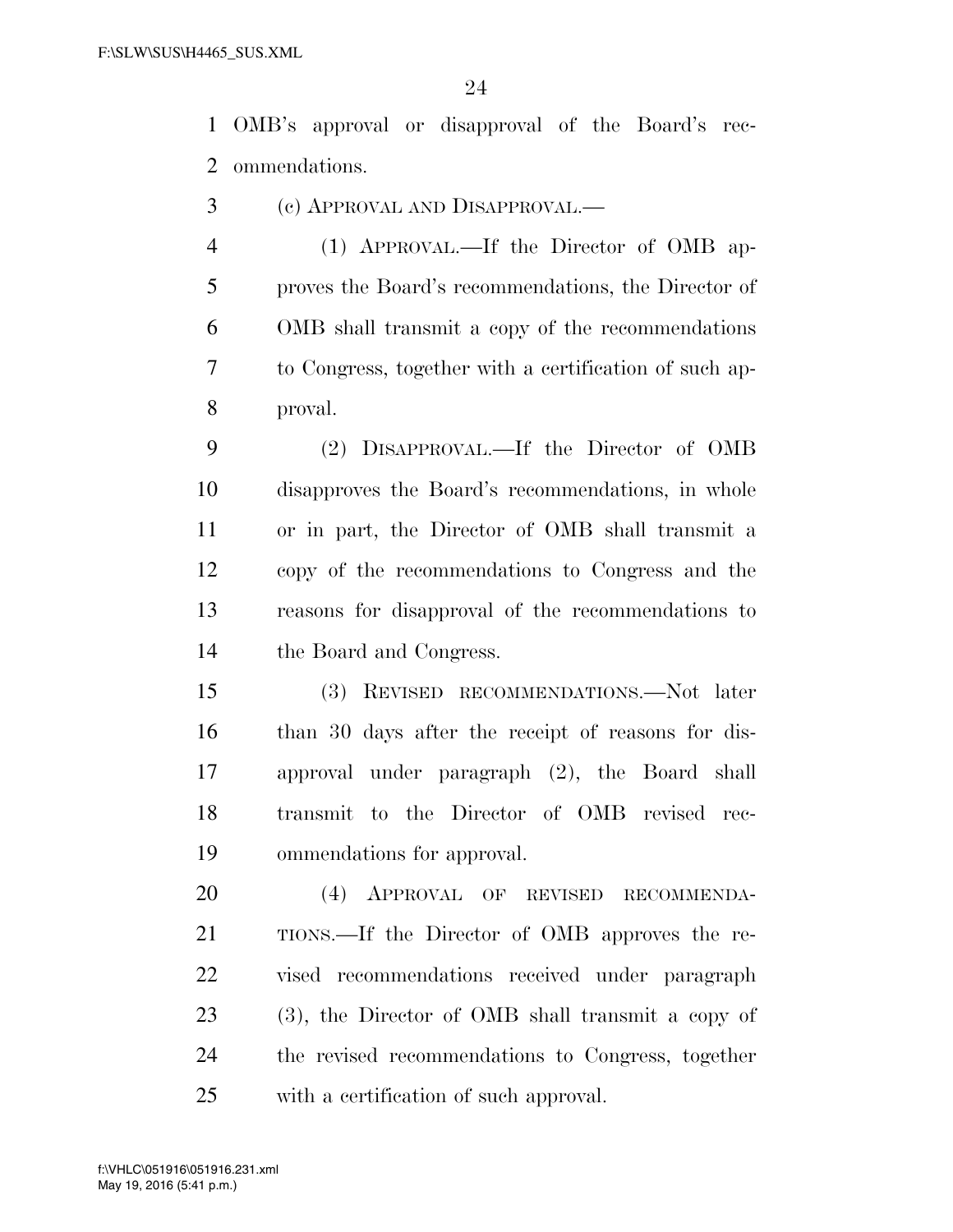OMB's approval or disapproval of the Board's recommendations.

(c) APPROVAL AND DISAPPROVAL.—

(1) APPROVAL.—If the Director of OMB approves the Board's recommendations, the Director of OMB shall transmit a copy of the recommendations to Congress, together with a certification of such approval.

(2) DISAPPROVAL.—If the Director of OMB disapproves the Board's recommendations, in whole or in part, the Director of OMB shall transmit a copy of the recommendations to Congress and the reasons for disapproval of the recommendations to the Board and Congress.

(3) REVISED RECOMMENDATIONS.—Not later than 30 days after the receipt of reasons for disapproval under paragraph (2), the Board shall transmit to the Director of OMB revised recommendations for approval.

(4) APPROVAL OF REVISED RECOMMENDATIONS.—If the Director of OMB approves the revised recommendations received under paragraph (3), the Director of OMB shall transmit a copy of the revised recommendations to Congress, together with a certification of such approval.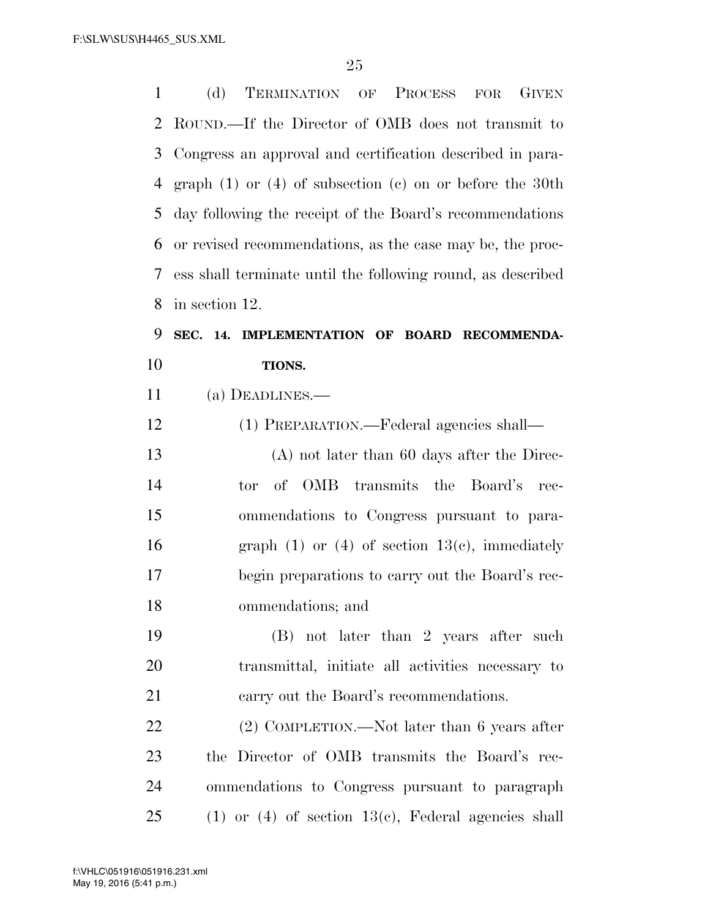(d) TERMINATION OF PROCESS FOR GIVEN ROUND.—If the Director of OMB does not transmit to Congress an approval and certification described in paragraph (1) or (4) of subsection (c) on or before the 30th day following the receipt of the Board's recommendations or revised recommendations, as the case may be, the process shall terminate until the following round, as described in section 12.

## SEC. 14. IMPLEMENTATION OF BOARD RECOMMENDATIONS.

(a) DEADLINES.—

(1) PREPARATION.—Federal agencies shall—

(A) not later than 60 days after the Director of OMB transmits the Board's recommendations to Congress pursuant to paragraph (1) or (4) of section 13(c), immediately begin preparations to carry out the Board's recommendations; and

(B) not later than 2 years after such transmittal, initiate all activities necessary to carry out the Board's recommendations.

(2) COMPLETION.—Not later than 6 years after the Director of OMB transmits the Board's recommendations to Congress pursuant to paragraph (1) or (4) of section 13(c), Federal agencies shall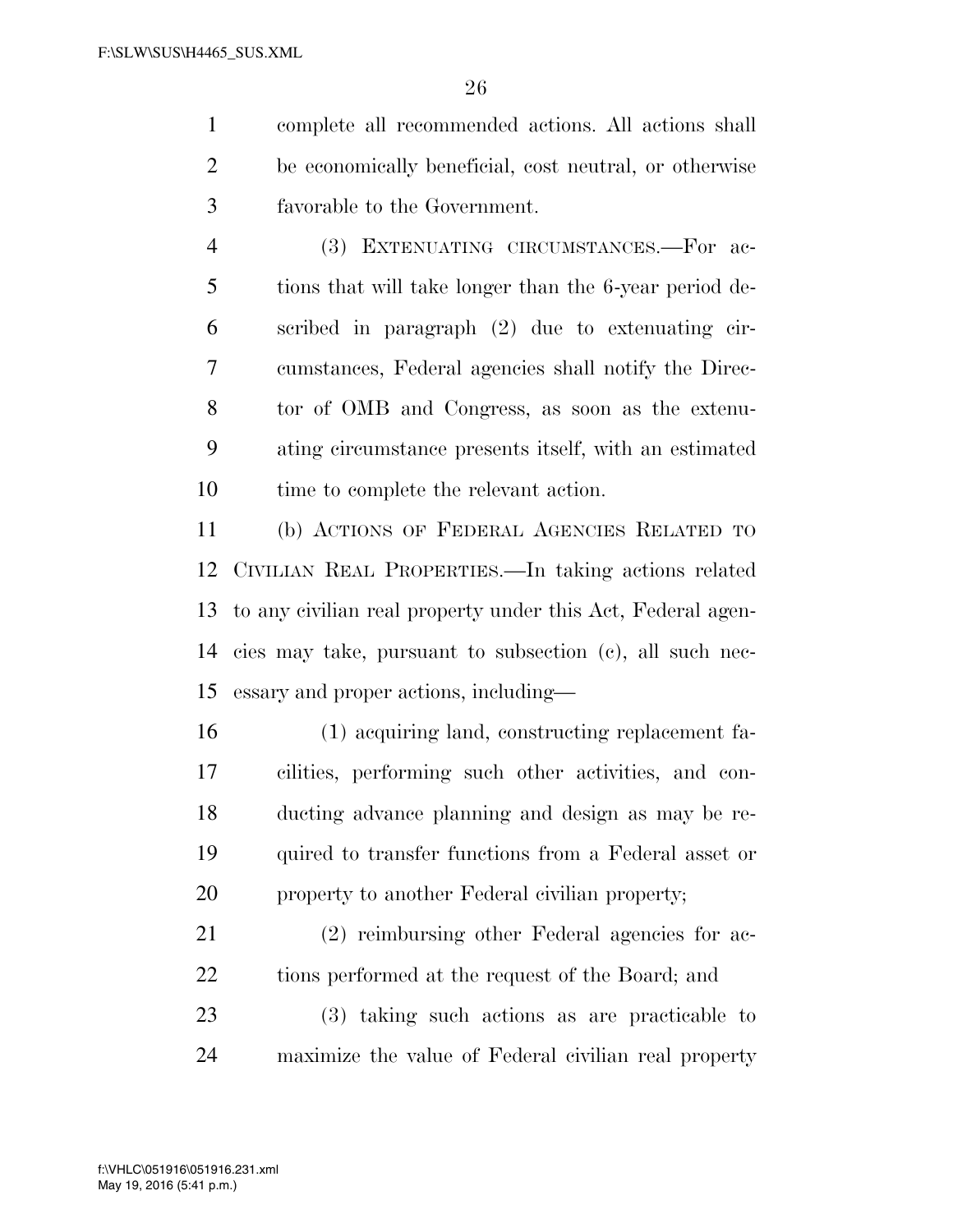complete all recommended actions. All actions shall be economically beneficial, cost neutral, or otherwise favorable to the Government.

(3) EXTENUATING CIRCUMSTANCES.—For actions that will take longer than the 6-year period described in paragraph (2) due to extenuating circumstances, Federal agencies shall notify the Director of OMB and Congress, as soon as the extenuating circumstance presents itself, with an estimated time to complete the relevant action.

(b) ACTIONS OF FEDERAL AGENCIES RELATED TO CIVILIAN REAL PROPERTIES.—In taking actions related to any civilian real property under this Act, Federal agencies may take, pursuant to subsection (c), all such necessary and proper actions, including—

(1) acquiring land, constructing replacement facilities, performing such other activities, and conducting advance planning and design as may be required to transfer functions from a Federal asset or property to another Federal civilian property;

(2) reimbursing other Federal agencies for actions performed at the request of the Board; and

(3) taking such actions as are practicable to maximize the value of Federal civilian real property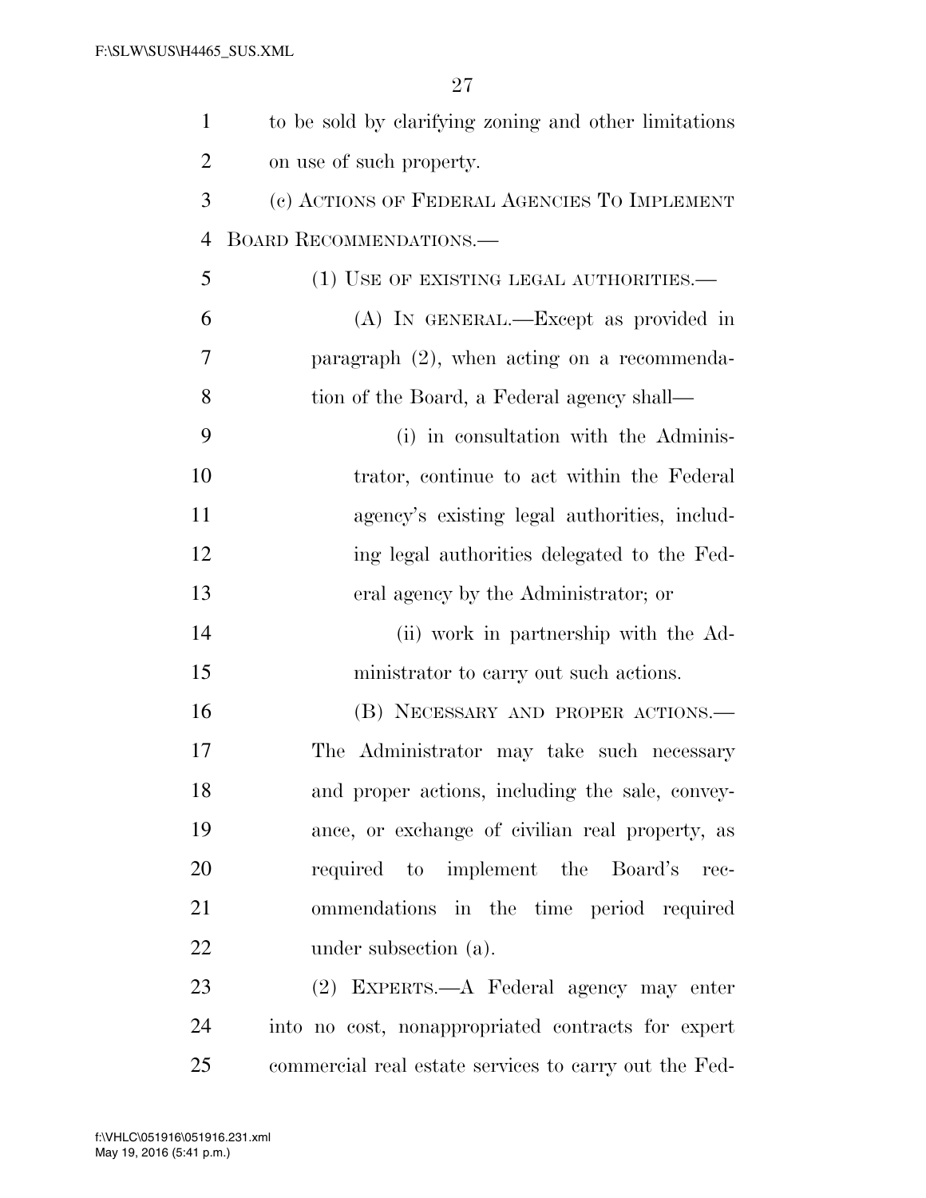to be sold by clarifying zoning and other limitations on use of such property.

(c) ACTIONS OF FEDERAL AGENCIES TO IMPLEMENT BOARD RECOMMENDATIONS.—

(1) USE OF EXISTING LEGAL AUTHORITIES.—

(A) IN GENERAL.—Except as provided in paragraph (2), when acting on a recommendation of the Board, a Federal agency shall—

(i) in consultation with the Administrator, continue to act within the Federal agency's existing legal authorities, including legal authorities delegated to the Federal agency by the Administrator; or

(ii) work in partnership with the Administrator to carry out such actions.

(B) NECESSARY AND PROPER ACTIONS.—The Administrator may take such necessary and proper actions, including the sale, conveyance, or exchange of civilian real property, as required to implement the Board's recommendations in the time period required under subsection (a).

(2) EXPERTS.—A Federal agency may enter into no cost, nonappropriated contracts for expert commercial real estate services to carry out the Fed-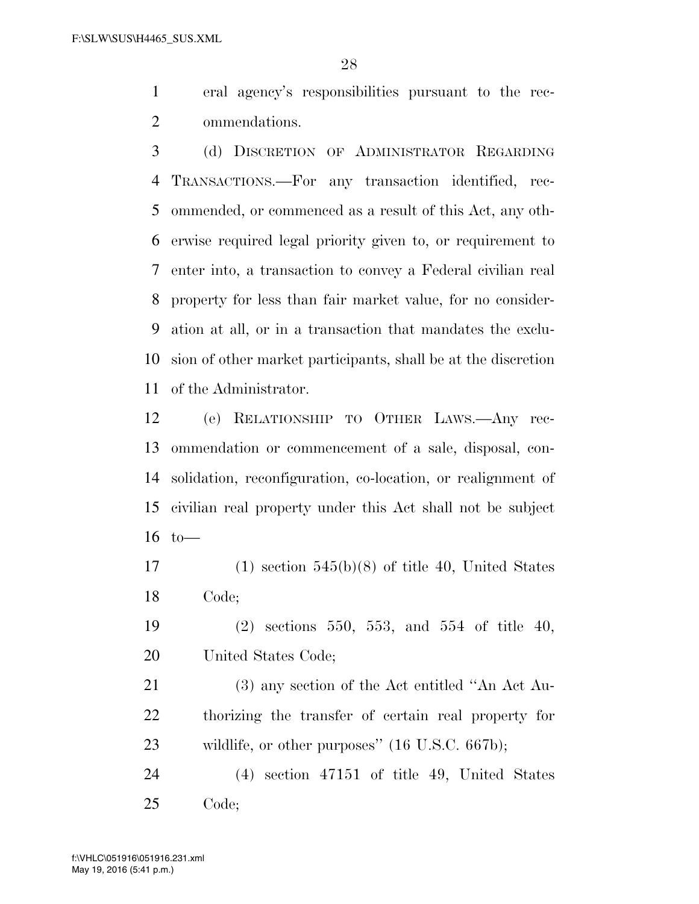eral agency's responsibilities pursuant to the recommendations.

(d) DISCRETION OF ADMINISTRATOR REGARDING TRANSACTIONS.—For any transaction identified, recommended, or commenced as a result of this Act, any otherwise required legal priority given to, or requirement to enter into, a transaction to convey a Federal civilian real property for less than fair market value, for no consideration at all, or in a transaction that mandates the exclusion of other market participants, shall be at the discretion of the Administrator.

(e) RELATIONSHIP TO OTHER LAWS.—Any recommendation or commencement of a sale, disposal, consolidation, reconfiguration, co-location, or realignment of civilian real property under this Act shall not be subject to—

(1) section 545(b)(8) of title 40, United States Code;

(2) sections 550, 553, and 554 of title 40, United States Code;

(3) any section of the Act entitled "An Act Authorizing the transfer of certain real property for wildlife, or other purposes" (16 U.S.C. 667b);

(4) section 47151 of title 49, United States Code;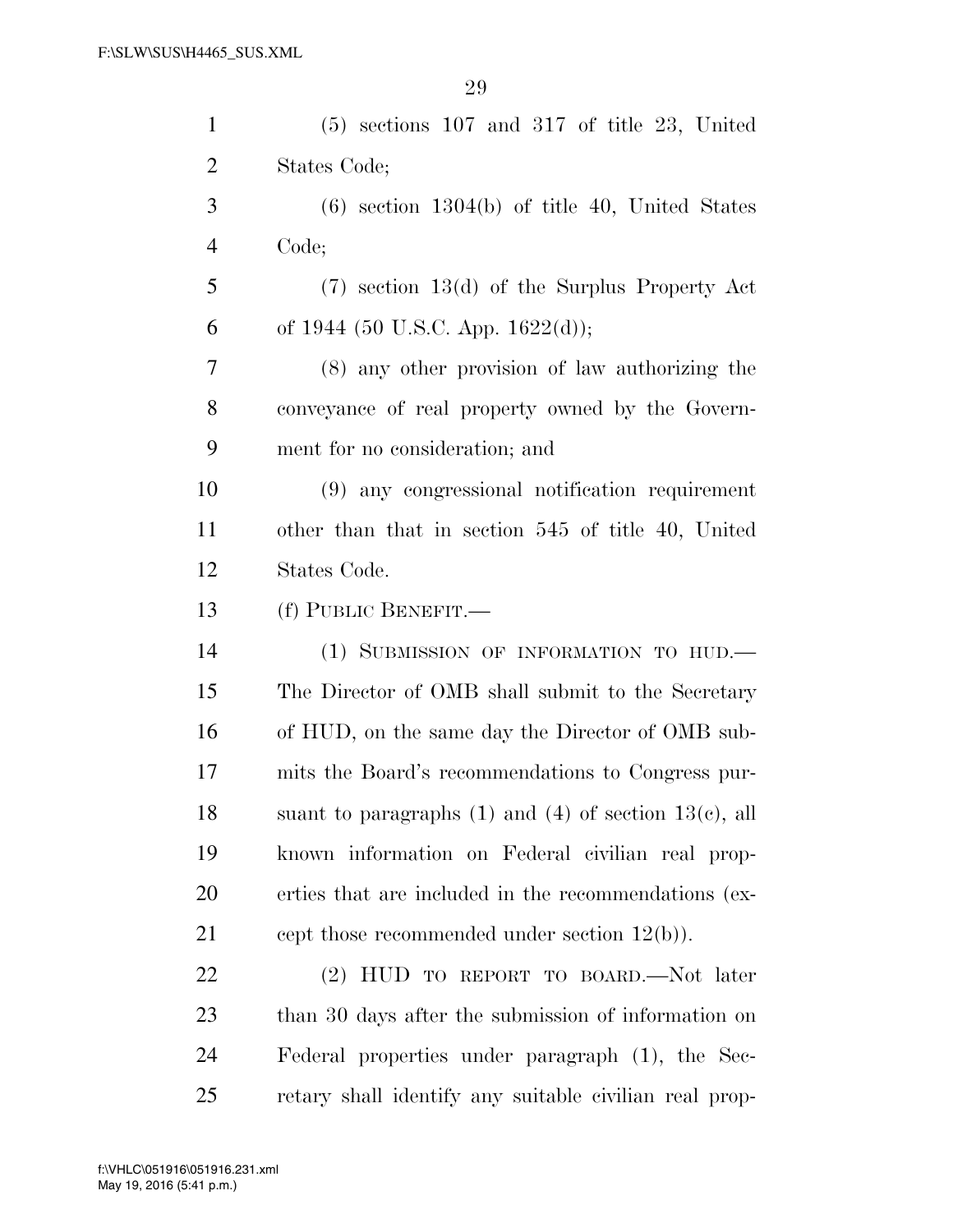(5) sections 107 and 317 of title 23, United States Code;

(6) section 1304(b) of title 40, United States Code;

(7) section 13(d) of the Surplus Property Act of 1944 (50 U.S.C. App. 1622(d));

(8) any other provision of law authorizing the conveyance of real property owned by the Government for no consideration; and

(9) any congressional notification requirement other than that in section 545 of title 40, United States Code.

(f) PUBLIC BENEFIT.—

(1) SUBMISSION OF INFORMATION TO HUD.—The Director of OMB shall submit to the Secretary of HUD, on the same day the Director of OMB submits the Board's recommendations to Congress pursuant to paragraphs (1) and (4) of section 13(c), all known information on Federal civilian real properties that are included in the recommendations (except those recommended under section 12(b)).

(2) HUD TO REPORT TO BOARD.—Not later than 30 days after the submission of information on Federal properties under paragraph (1), the Secretary shall identify any suitable civilian real prop-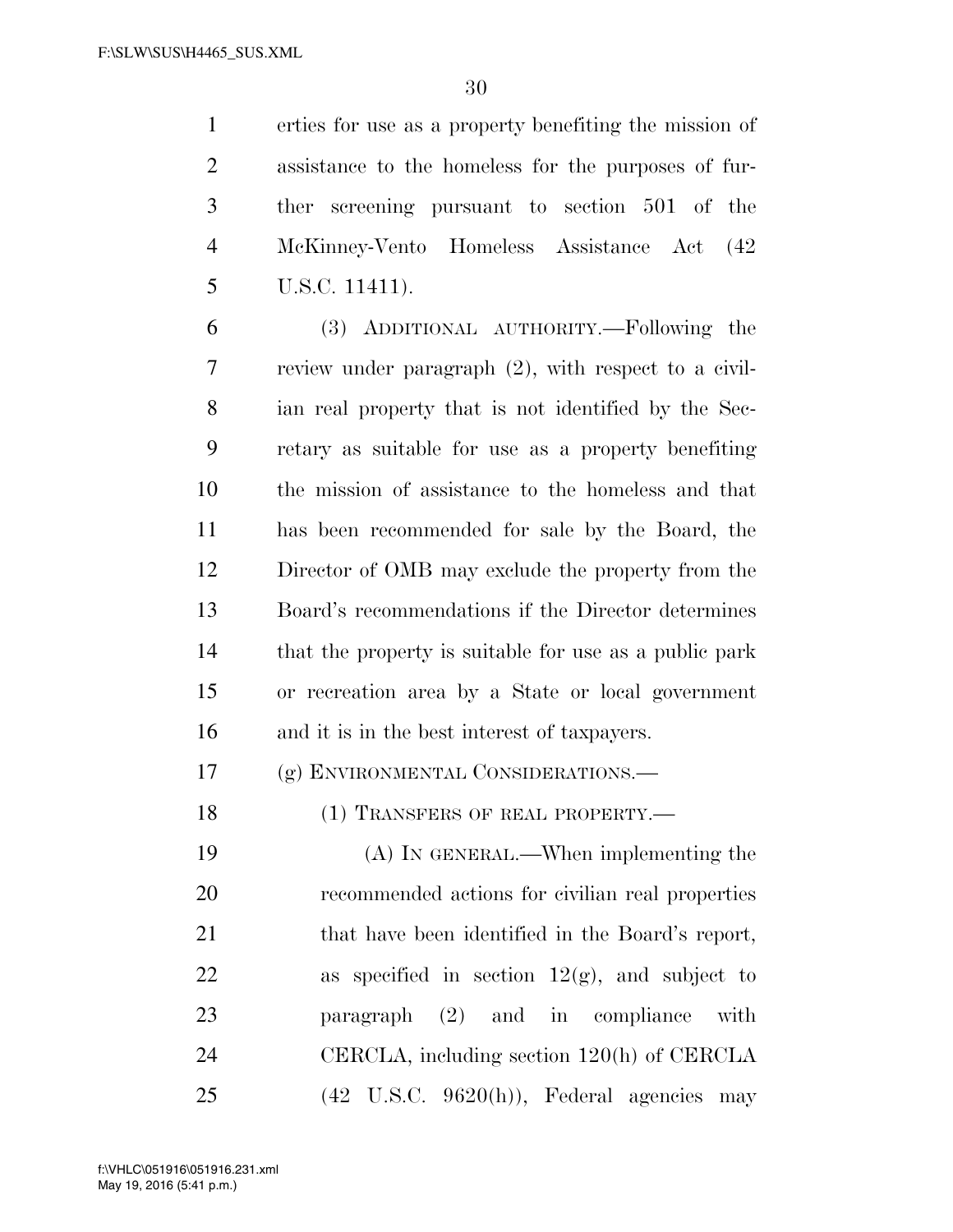erties for use as a property benefiting the mission of assistance to the homeless for the purposes of further screening pursuant to section 501 of the McKinney-Vento Homeless Assistance Act (42 U.S.C. 11411).

(3) ADDITIONAL AUTHORITY.—Following the review under paragraph (2), with respect to a civilian real property that is not identified by the Secretary as suitable for use as a property benefiting the mission of assistance to the homeless and that has been recommended for sale by the Board, the Director of OMB may exclude the property from the Board's recommendations if the Director determines that the property is suitable for use as a public park or recreation area by a State or local government and it is in the best interest of taxpayers.

(g) ENVIRONMENTAL CONSIDERATIONS.—

(1) TRANSFERS OF REAL PROPERTY.—

(A) IN GENERAL.—When implementing the recommended actions for civilian real properties that have been identified in the Board's report, as specified in section 12(g), and subject to paragraph (2) and in compliance with CERCLA, including section 120(h) of CERCLA (42 U.S.C. 9620(h)), Federal agencies may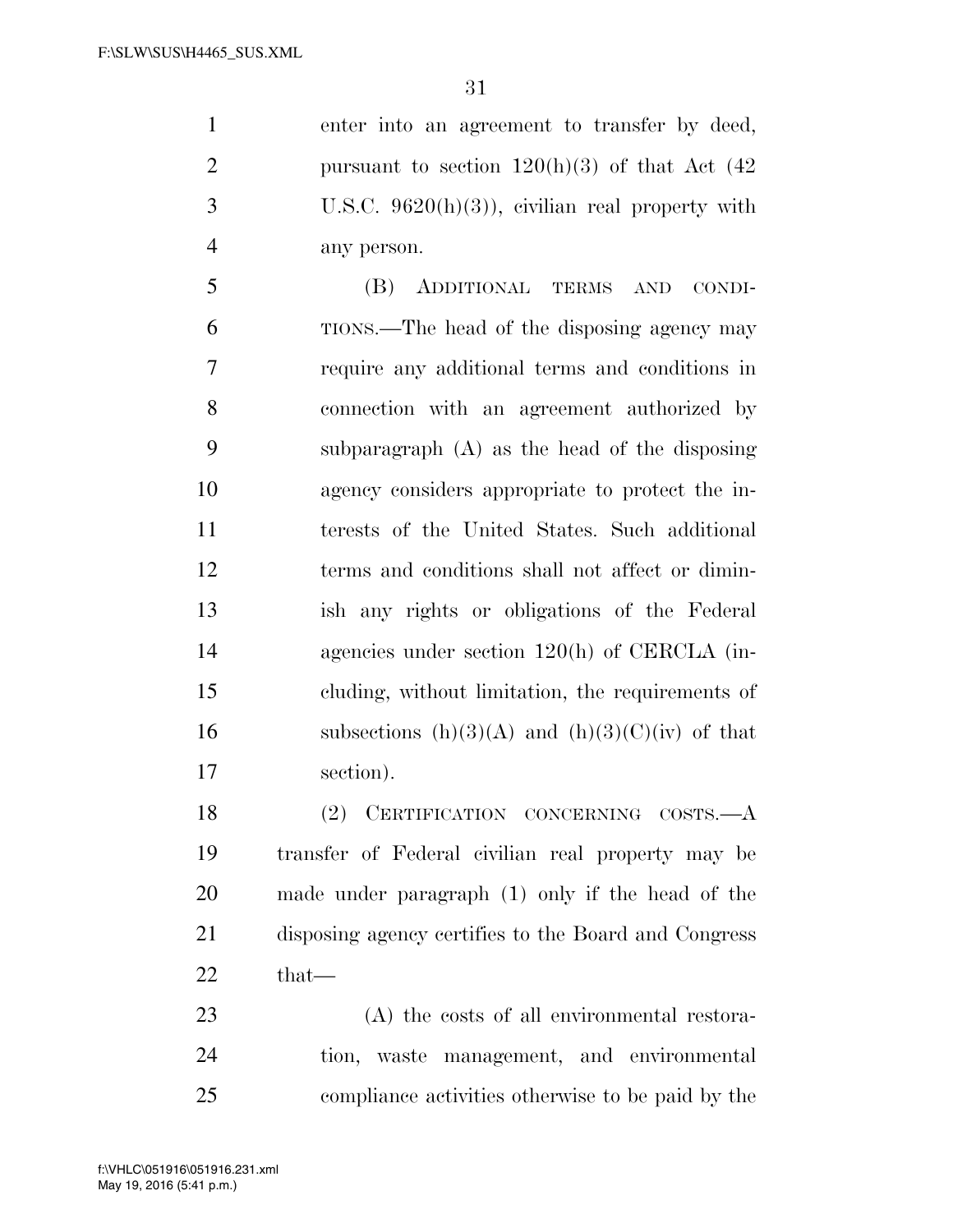enter into an agreement to transfer by deed, pursuant to section 120(h)(3) of that Act (42 U.S.C. 9620(h)(3)), civilian real property with any person.

(B) ADDITIONAL TERMS AND CONDITIONS.—The head of the disposing agency may require any additional terms and conditions in connection with an agreement authorized by subparagraph (A) as the head of the disposing agency considers appropriate to protect the interests of the United States. Such additional terms and conditions shall not affect or diminish any rights or obligations of the Federal agencies under section 120(h) of CERCLA (including, without limitation, the requirements of subsections (h)(3)(A) and (h)(3)(C)(iv) of that section).

(2) CERTIFICATION CONCERNING COSTS.—A transfer of Federal civilian real property may be made under paragraph (1) only if the head of the disposing agency certifies to the Board and Congress that—

(A) the costs of all environmental restoration, waste management, and environmental compliance activities otherwise to be paid by the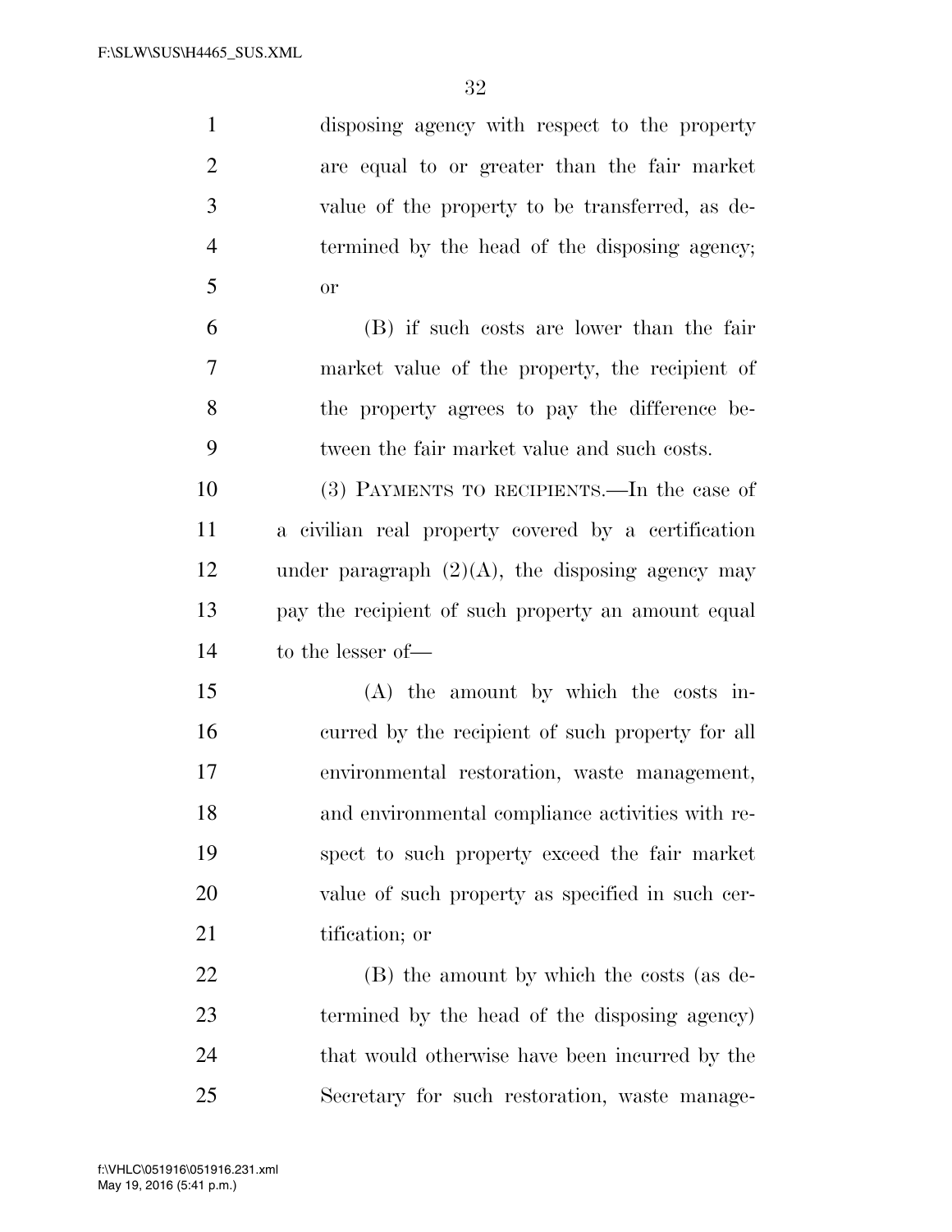disposing agency with respect to the property are equal to or greater than the fair market value of the property to be transferred, as determined by the head of the disposing agency; or

(B) if such costs are lower than the fair market value of the property, the recipient of the property agrees to pay the difference between the fair market value and such costs.

(3) PAYMENTS TO RECIPIENTS.—In the case of a civilian real property covered by a certification under paragraph (2)(A), the disposing agency may pay the recipient of such property an amount equal to the lesser of—

(A) the amount by which the costs incurred by the recipient of such property for all environmental restoration, waste management, and environmental compliance activities with respect to such property exceed the fair market value of such property as specified in such certification; or

(B) the amount by which the costs (as determined by the head of the disposing agency) that would otherwise have been incurred by the Secretary for such restoration, waste manage-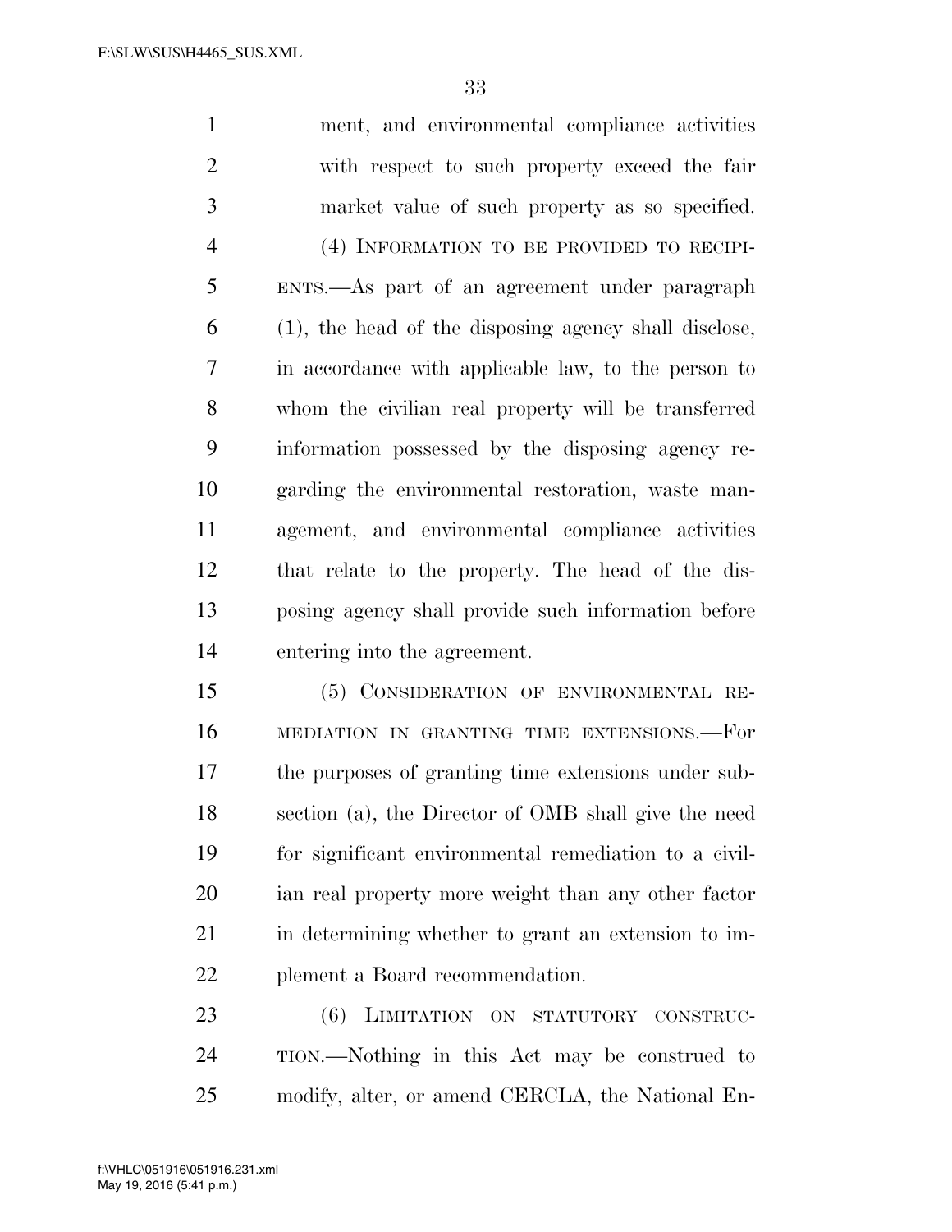ment, and environmental compliance activities with respect to such property exceed the fair market value of such property as so specified.

(4) INFORMATION TO BE PROVIDED TO RECIPIENTS.—As part of an agreement under paragraph (1), the head of the disposing agency shall disclose, in accordance with applicable law, to the person to whom the civilian real property will be transferred information possessed by the disposing agency regarding the environmental restoration, waste management, and environmental compliance activities that relate to the property. The head of the disposing agency shall provide such information before entering into the agreement.

(5) CONSIDERATION OF ENVIRONMENTAL REMEDIATION IN GRANTING TIME EXTENSIONS.—For the purposes of granting time extensions under subsection (a), the Director of OMB shall give the need for significant environmental remediation to a civilian real property more weight than any other factor in determining whether to grant an extension to implement a Board recommendation.

(6) LIMITATION ON STATUTORY CONSTRUCTION.—Nothing in this Act may be construed to modify, alter, or amend CERCLA, the National En-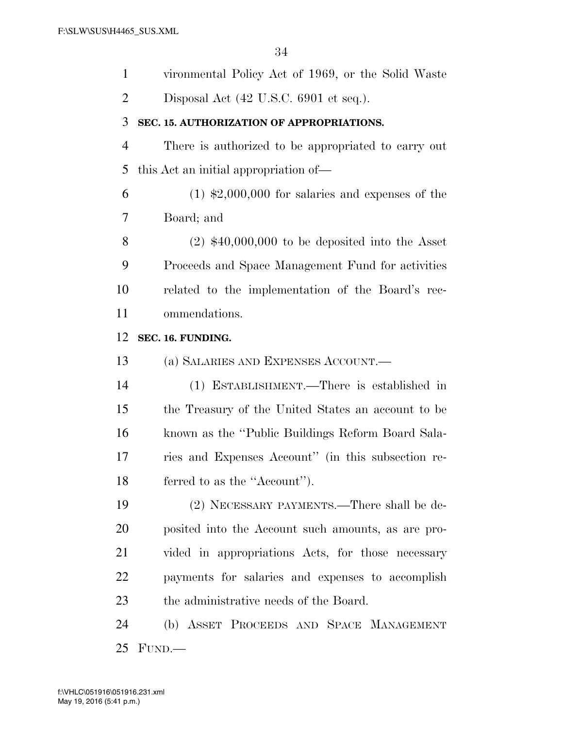vironmental Policy Act of 1969, or the Solid Waste Disposal Act (42 U.S.C. 6901 et seq.).

**SEC. 15. AUTHORIZATION OF APPROPRIATIONS.**

There is authorized to be appropriated to carry out this Act an initial appropriation of—

(1) $2,000,000 for salaries and expenses of the Board; and

(2) $40,000,000 to be deposited into the Asset Proceeds and Space Management Fund for activities related to the implementation of the Board's recommendations.

**SEC. 16. FUNDING.**

(a) SALARIES AND EXPENSES ACCOUNT.—

(1) ESTABLISHMENT.—There is established in the Treasury of the United States an account to be known as the "Public Buildings Reform Board Salaries and Expenses Account" (in this subsection referred to as the "Account").

(2) NECESSARY PAYMENTS.—There shall be deposited into the Account such amounts, as are provided in appropriations Acts, for those necessary payments for salaries and expenses to accomplish the administrative needs of the Board.

(b) ASSET PROCEEDS AND SPACE MANAGEMENT FUND.—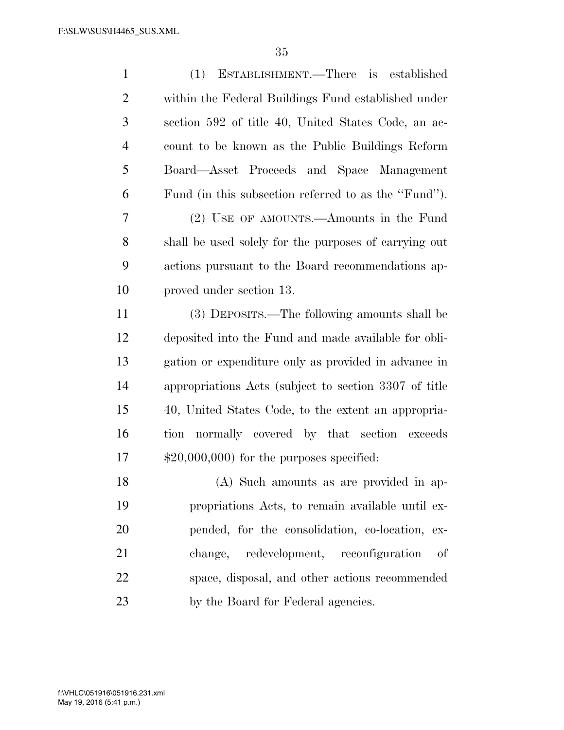(1) ESTABLISHMENT.—There is established within the Federal Buildings Fund established under section 592 of title 40, United States Code, an account to be known as the Public Buildings Reform Board—Asset Proceeds and Space Management Fund (in this subsection referred to as the "Fund").

(2) USE OF AMOUNTS.—Amounts in the Fund shall be used solely for the purposes of carrying out actions pursuant to the Board recommendations approved under section 13.

(3) DEPOSITS.—The following amounts shall be deposited into the Fund and made available for obligation or expenditure only as provided in advance in appropriations Acts (subject to section 3307 of title 40, United States Code, to the extent an appropriation normally covered by that section exceeds $20,000,000) for the purposes specified:

(A) Such amounts as are provided in appropriations Acts, to remain available until expended, for the consolidation, co-location, exchange, redevelopment, reconfiguration of space, disposal, and other actions recommended by the Board for Federal agencies.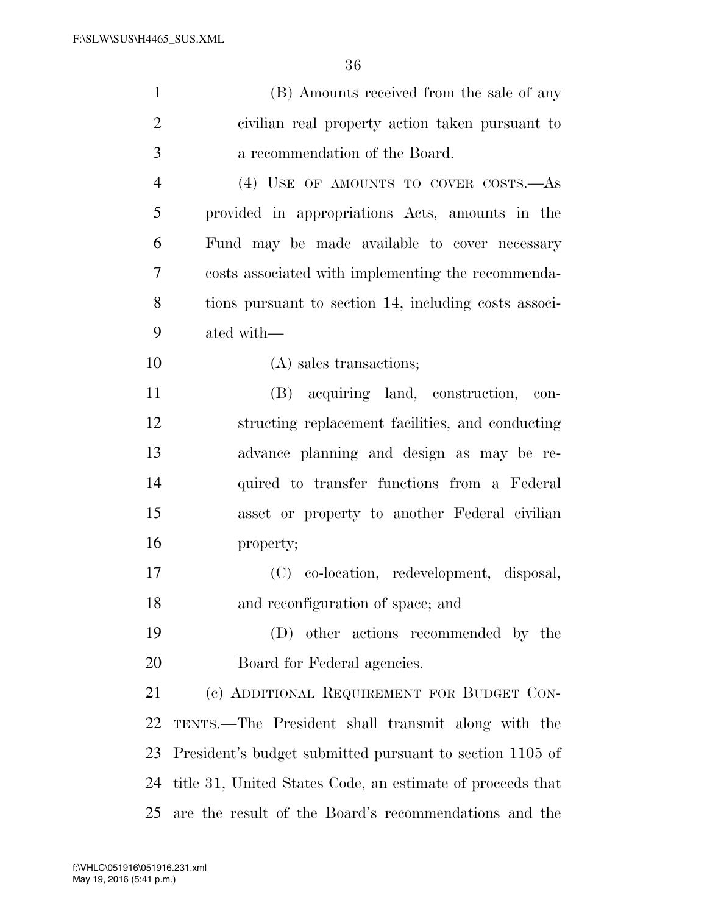(B) Amounts received from the sale of any civilian real property action taken pursuant to a recommendation of the Board.

(4) USE OF AMOUNTS TO COVER COSTS.—As provided in appropriations Acts, amounts in the Fund may be made available to cover necessary costs associated with implementing the recommendations pursuant to section 14, including costs associated with—

(A) sales transactions;

(B) acquiring land, construction, constructing replacement facilities, and conducting advance planning and design as may be required to transfer functions from a Federal asset or property to another Federal civilian property;

(C) co-location, redevelopment, disposal, and reconfiguration of space; and

(D) other actions recommended by the Board for Federal agencies.

(c) ADDITIONAL REQUIREMENT FOR BUDGET CONTENTS.—The President shall transmit along with the President's budget submitted pursuant to section 1105 of title 31, United States Code, an estimate of proceeds that are the result of the Board's recommendations and the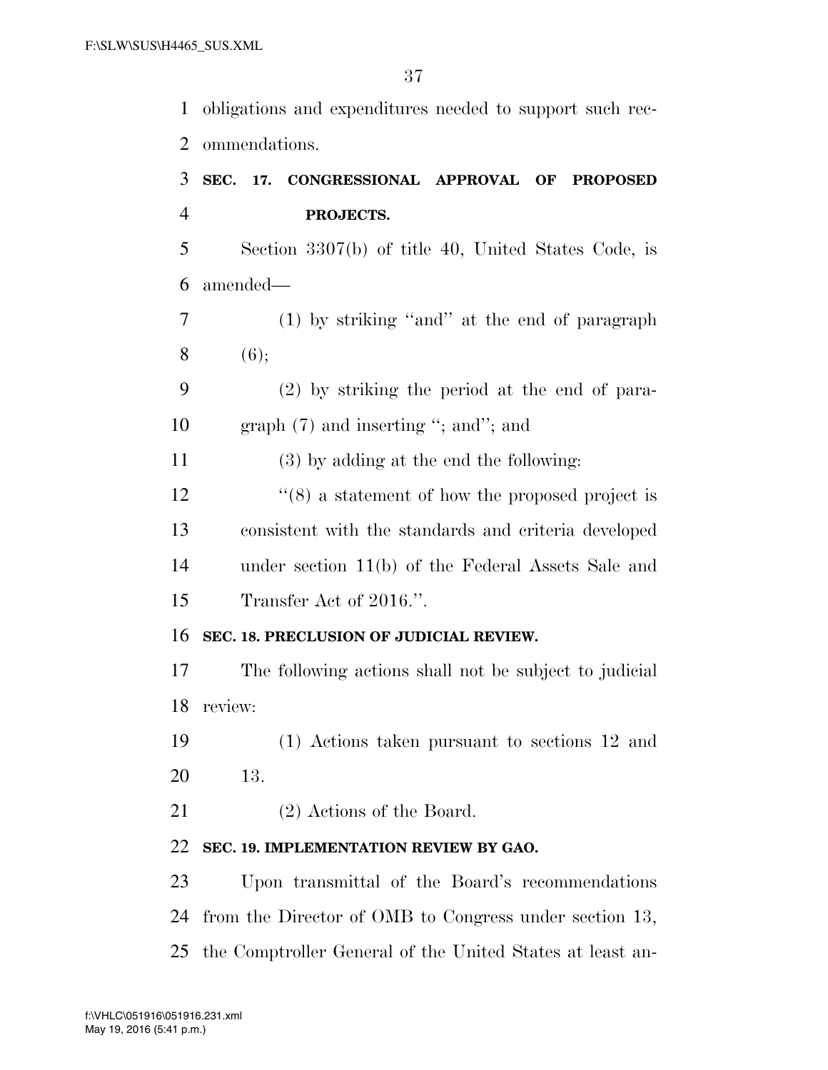obligations and expenditures needed to support such recommendations.

### SEC. 17. CONGRESSIONAL APPROVAL OF PROPOSED PROJECTS.

Section 3307(b) of title 40, United States Code, is amended—

(1) by striking ''and'' at the end of paragraph (6);

(2) by striking the period at the end of paragraph (7) and inserting ''; and''; and

(3) by adding at the end the following:

''(8) a statement of how the proposed project is consistent with the standards and criteria developed under section 11(b) of the Federal Assets Sale and Transfer Act of 2016.''.

### SEC. 18. PRECLUSION OF JUDICIAL REVIEW.

The following actions shall not be subject to judicial review:

(1) Actions taken pursuant to sections 12 and 13.

(2) Actions of the Board.

### SEC. 19. IMPLEMENTATION REVIEW BY GAO.

Upon transmittal of the Board's recommendations from the Director of OMB to Congress under section 13, the Comptroller General of the United States at least an-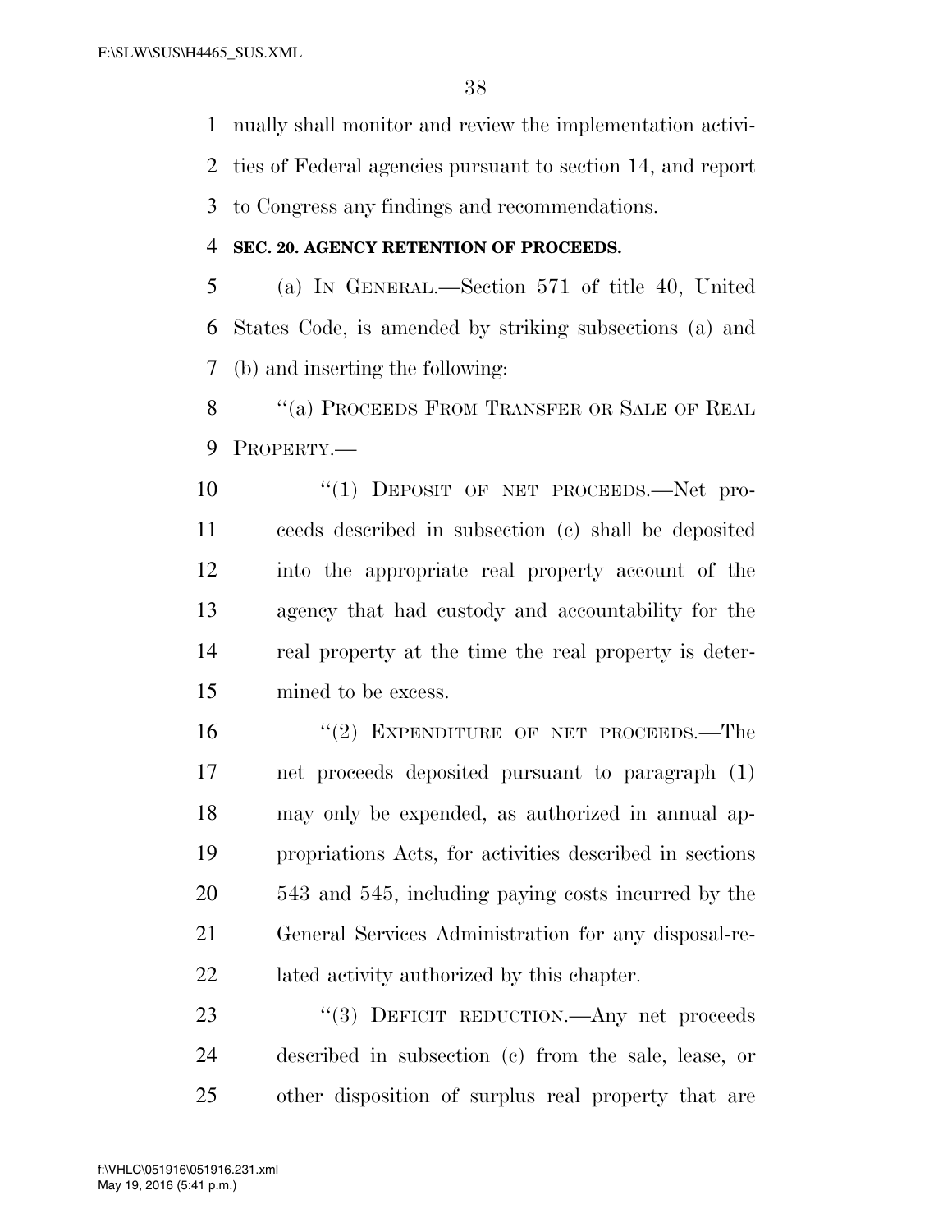nually shall monitor and review the implementation activities of Federal agencies pursuant to section 14, and report to Congress any findings and recommendations.

**SEC. 20. AGENCY RETENTION OF PROCEEDS.**

(a) IN GENERAL.—Section 571 of title 40, United States Code, is amended by striking subsections (a) and (b) and inserting the following:

"(a) PROCEEDS FROM TRANSFER OR SALE OF REAL PROPERTY.—

"(1) DEPOSIT OF NET PROCEEDS.—Net proceeds described in subsection (c) shall be deposited into the appropriate real property account of the agency that had custody and accountability for the real property at the time the real property is determined to be excess.

"(2) EXPENDITURE OF NET PROCEEDS.—The net proceeds deposited pursuant to paragraph (1) may only be expended, as authorized in annual appropriations Acts, for activities described in sections 543 and 545, including paying costs incurred by the General Services Administration for any disposal-related activity authorized by this chapter.

"(3) DEFICIT REDUCTION.—Any net proceeds described in subsection (c) from the sale, lease, or other disposition of surplus real property that are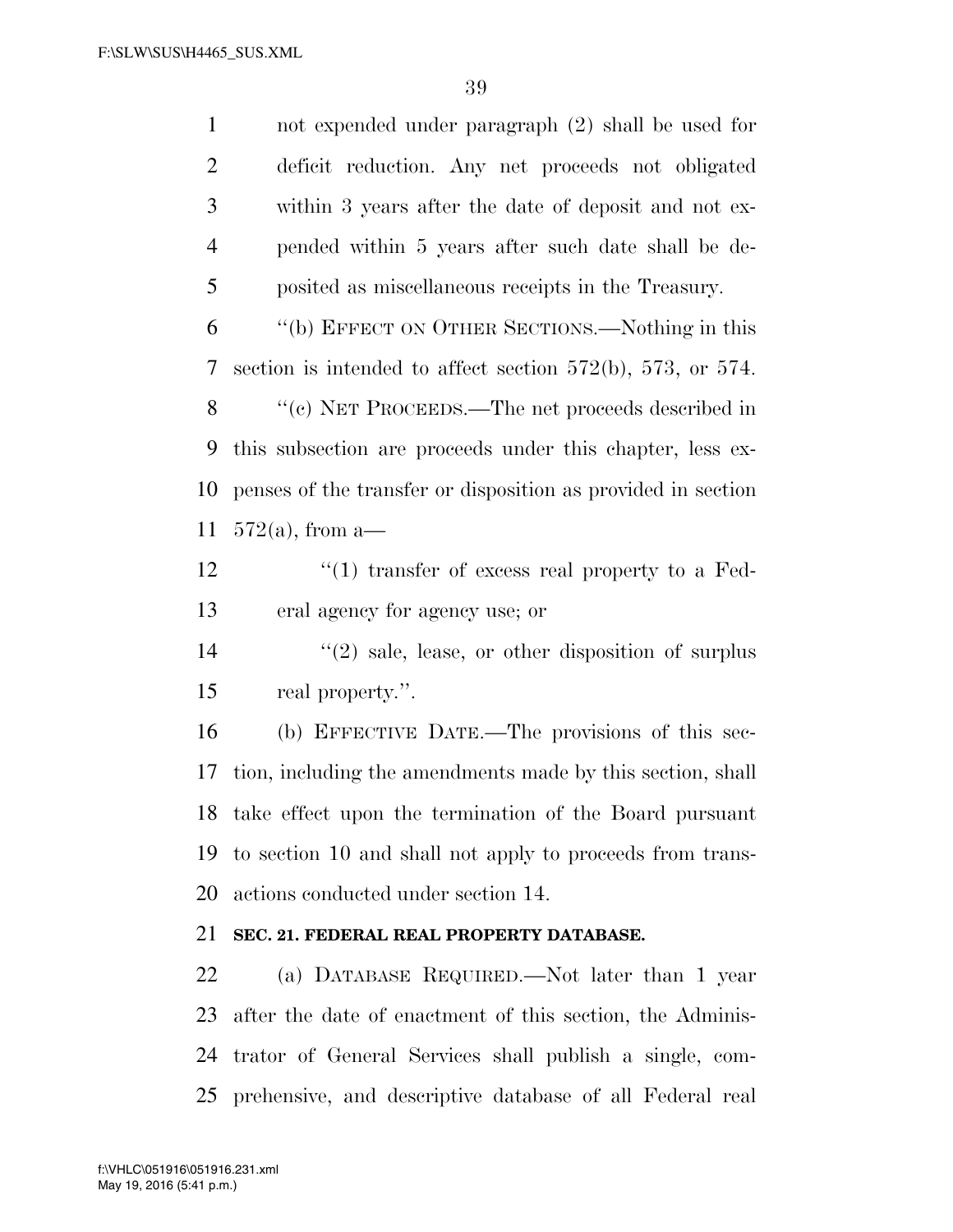not expended under paragraph (2) shall be used for deficit reduction. Any net proceeds not obligated within 3 years after the date of deposit and not expended within 5 years after such date shall be deposited as miscellaneous receipts in the Treasury.

''(b) EFFECT ON OTHER SECTIONS.—Nothing in this section is intended to affect section 572(b), 573, or 574.

''(c) NET PROCEEDS.—The net proceeds described in this subsection are proceeds under this chapter, less expenses of the transfer or disposition as provided in section 572(a), from a—

''(1) transfer of excess real property to a Federal agency for agency use; or

''(2) sale, lease, or other disposition of surplus real property.''.

(b) EFFECTIVE DATE.—The provisions of this section, including the amendments made by this section, shall take effect upon the termination of the Board pursuant to section 10 and shall not apply to proceeds from transactions conducted under section 14.

**SEC. 21. FEDERAL REAL PROPERTY DATABASE.**

(a) DATABASE REQUIRED.—Not later than 1 year after the date of enactment of this section, the Administrator of General Services shall publish a single, comprehensive, and descriptive database of all Federal real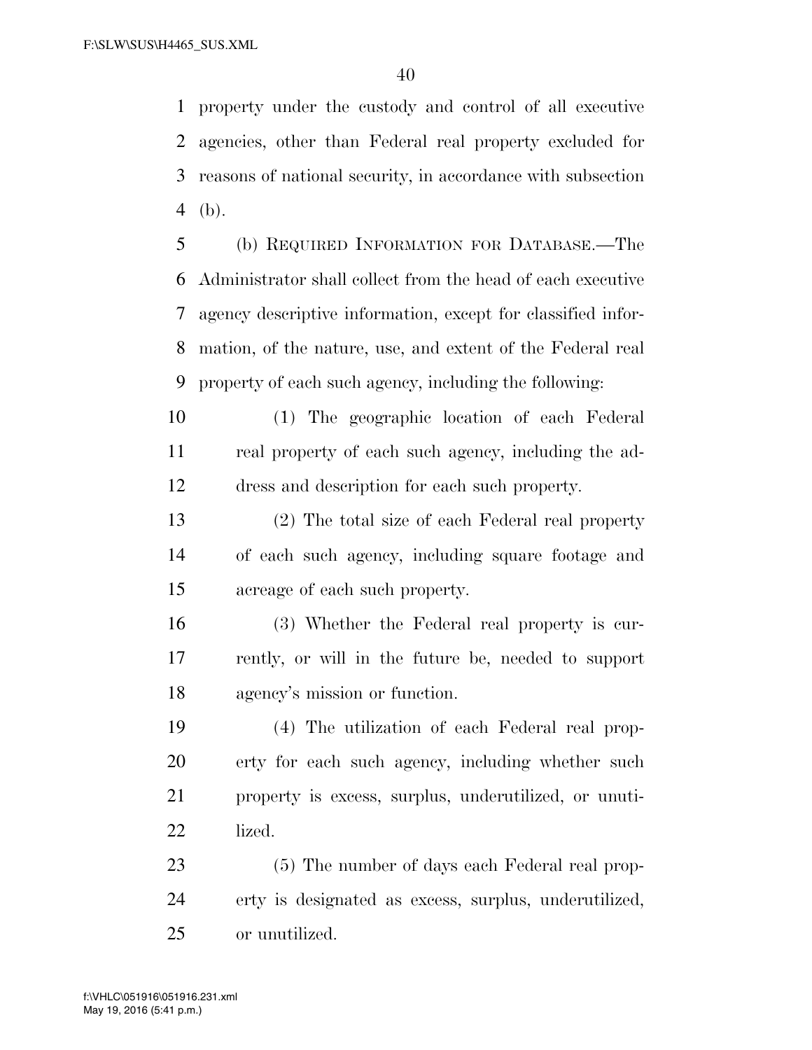property under the custody and control of all executive agencies, other than Federal real property excluded for reasons of national security, in accordance with subsection (b).

(b) REQUIRED INFORMATION FOR DATABASE.—The Administrator shall collect from the head of each executive agency descriptive information, except for classified information, of the nature, use, and extent of the Federal real property of each such agency, including the following:

(1) The geographic location of each Federal real property of each such agency, including the address and description for each such property.

(2) The total size of each Federal real property of each such agency, including square footage and acreage of each such property.

(3) Whether the Federal real property is currently, or will in the future be, needed to support agency's mission or function.

(4) The utilization of each Federal real property for each such agency, including whether such property is excess, surplus, underutilized, or unutilized.

(5) The number of days each Federal real property is designated as excess, surplus, underutilized, or unutilized.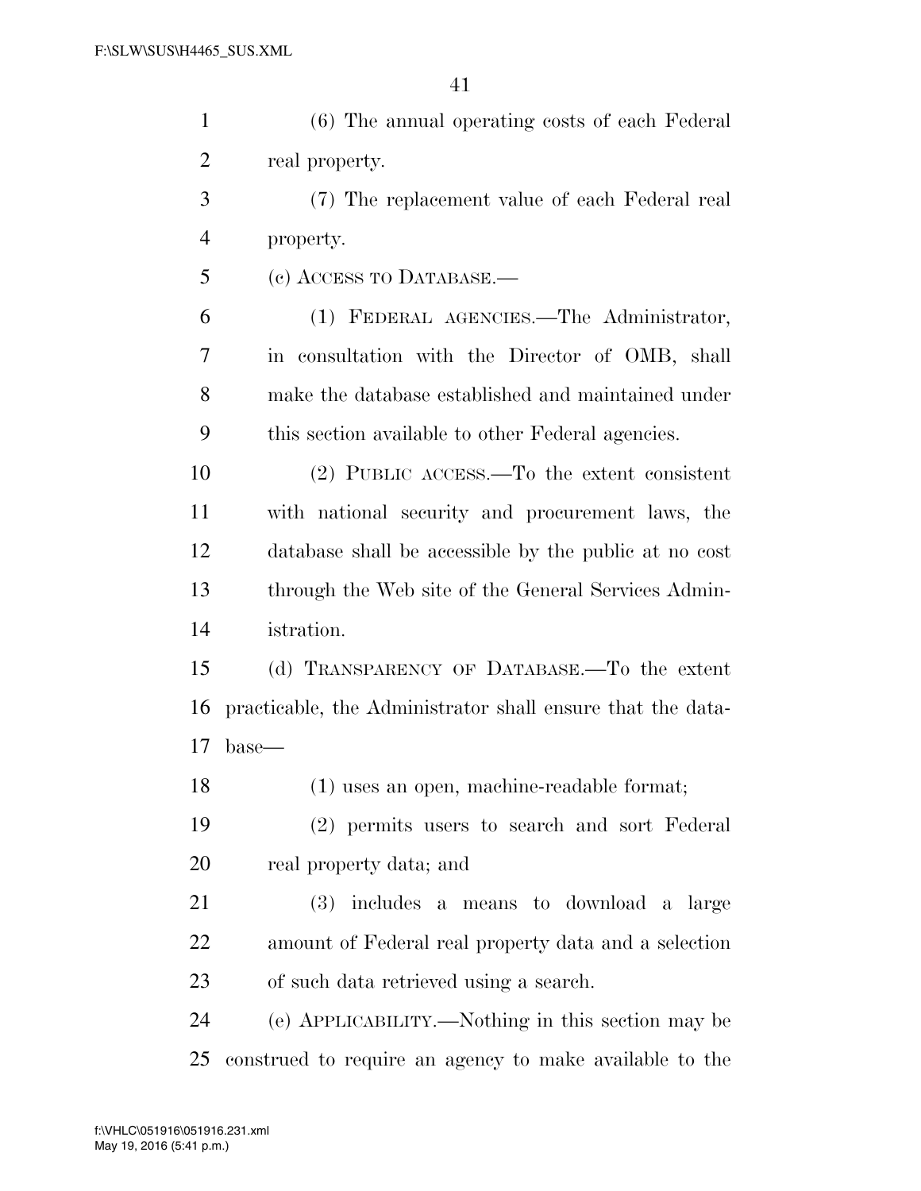(6) The annual operating costs of each Federal real property.

(7) The replacement value of each Federal real property.

(c) ACCESS TO DATABASE.—

(1) FEDERAL AGENCIES.—The Administrator, in consultation with the Director of OMB, shall make the database established and maintained under this section available to other Federal agencies.

(2) PUBLIC ACCESS.—To the extent consistent with national security and procurement laws, the database shall be accessible by the public at no cost through the Web site of the General Services Administration.

(d) TRANSPARENCY OF DATABASE.—To the extent practicable, the Administrator shall ensure that the database—

(1) uses an open, machine-readable format;

(2) permits users to search and sort Federal real property data; and

(3) includes a means to download a large amount of Federal real property data and a selection of such data retrieved using a search.

(e) APPLICABILITY.—Nothing in this section may be construed to require an agency to make available to the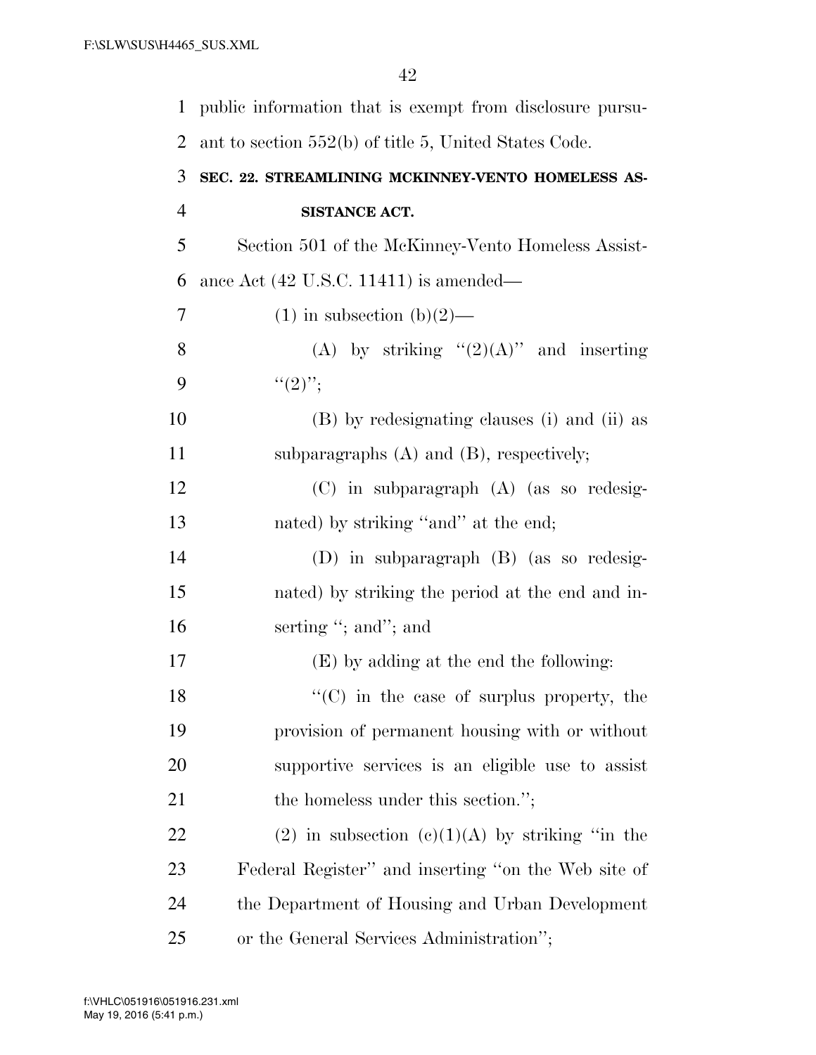public information that is exempt from disclosure pursuant to section 552(b) of title 5, United States Code.

### SEC. 22. STREAMLINING MCKINNEY-VENTO HOMELESS ASSISTANCE ACT.

Section 501 of the McKinney-Vento Homeless Assistance Act (42 U.S.C. 11411) is amended—

(1) in subsection (b)(2)—

(A) by striking "(2)(A)" and inserting "(2)";

(B) by redesignating clauses (i) and (ii) as subparagraphs (A) and (B), respectively;

(C) in subparagraph (A) (as so redesignated) by striking "and" at the end;

(D) in subparagraph (B) (as so redesignated) by striking the period at the end and inserting "; and"; and

(E) by adding at the end the following:

"(C) in the case of surplus property, the provision of permanent housing with or without supportive services is an eligible use to assist the homeless under this section.";

(2) in subsection (c)(1)(A) by striking "in the Federal Register" and inserting "on the Web site of the Department of Housing and Urban Development or the General Services Administration";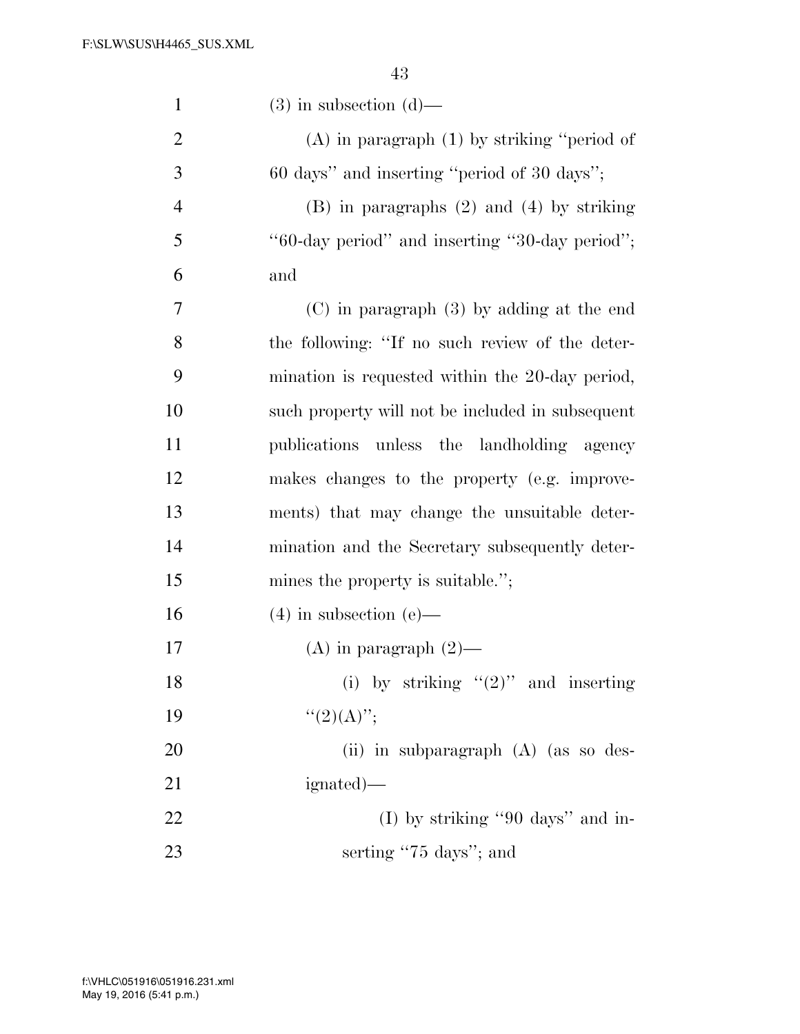(3) in subsection (d)—

(A) in paragraph (1) by striking ‘‘period of 60 days’’ and inserting ‘‘period of 30 days’’;

(B) in paragraphs (2) and (4) by striking ‘‘60-day period’’ and inserting ‘‘30-day period’’; and

(C) in paragraph (3) by adding at the end the following: ‘‘If no such review of the determination is requested within the 20-day period, such property will not be included in subsequent publications unless the landholding agency makes changes to the property (e.g. improvements) that may change the unsuitable determination and the Secretary subsequently determines the property is suitable.’’;

(4) in subsection (e)—

(A) in paragraph (2)—

(i) by striking ‘‘(2)’’ and inserting ‘‘(2)(A)’’;

(ii) in subparagraph (A) (as so designated)—

(I) by striking ‘‘90 days’’ and inserting ‘‘75 days’’; and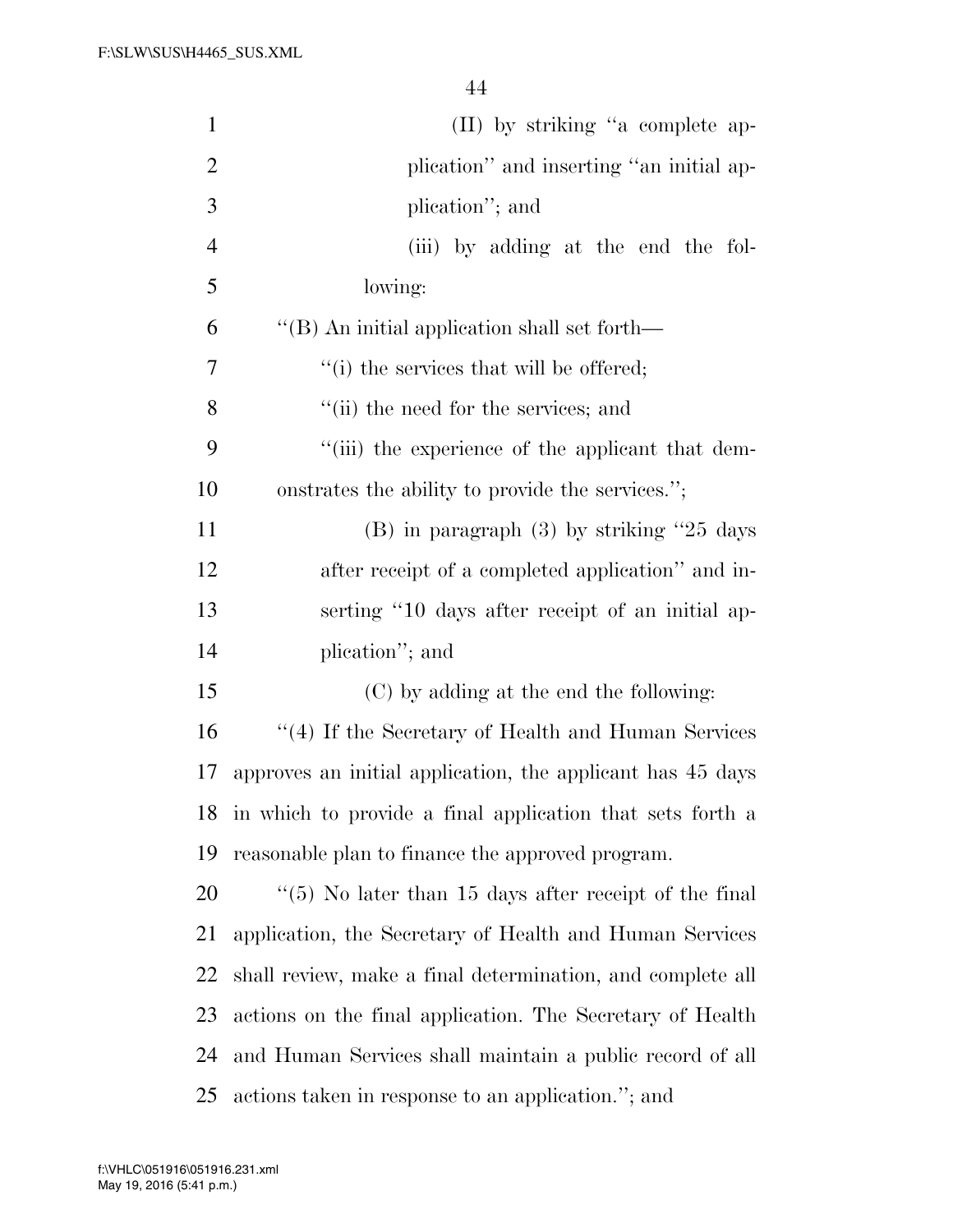(II) by striking "a complete application" and inserting "an initial application"; and

(iii) by adding at the end the following:

"(B) An initial application shall set forth—

"(i) the services that will be offered;

"(ii) the need for the services; and

"(iii) the experience of the applicant that demonstrates the ability to provide the services.";

(B) in paragraph (3) by striking "25 days after receipt of a completed application" and inserting "10 days after receipt of an initial application"; and

(C) by adding at the end the following:

"(4) If the Secretary of Health and Human Services approves an initial application, the applicant has 45 days in which to provide a final application that sets forth a reasonable plan to finance the approved program.

"(5) No later than 15 days after receipt of the final application, the Secretary of Health and Human Services shall review, make a final determination, and complete all actions on the final application. The Secretary of Health and Human Services shall maintain a public record of all actions taken in response to an application."; and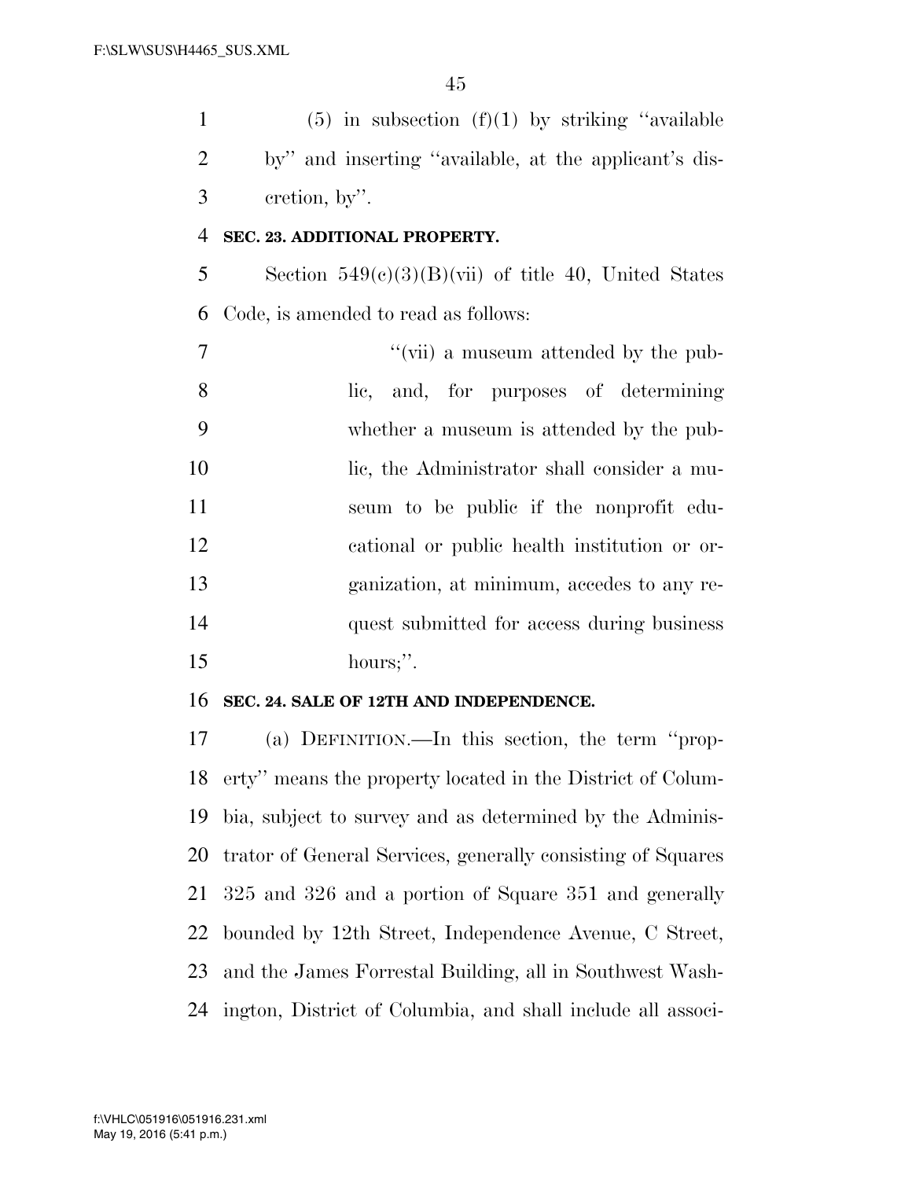(5) in subsection (f)(1) by striking ''available by'' and inserting ''available, at the applicant's discretion, by''.

**SEC. 23. ADDITIONAL PROPERTY.**

Section 549(c)(3)(B)(vii) of title 40, United States Code, is amended to read as follows:

''(vii) a museum attended by the public, and, for purposes of determining whether a museum is attended by the public, the Administrator shall consider a museum to be public if the nonprofit educational or public health institution or organization, at minimum, accedes to any request submitted for access during business hours;''.

**SEC. 24. SALE OF 12TH AND INDEPENDENCE.**

(a) DEFINITION.—In this section, the term ''property'' means the property located in the District of Columbia, subject to survey and as determined by the Administrator of General Services, generally consisting of Squares 325 and 326 and a portion of Square 351 and generally bounded by 12th Street, Independence Avenue, C Street, and the James Forrestal Building, all in Southwest Washington, District of Columbia, and shall include all associ-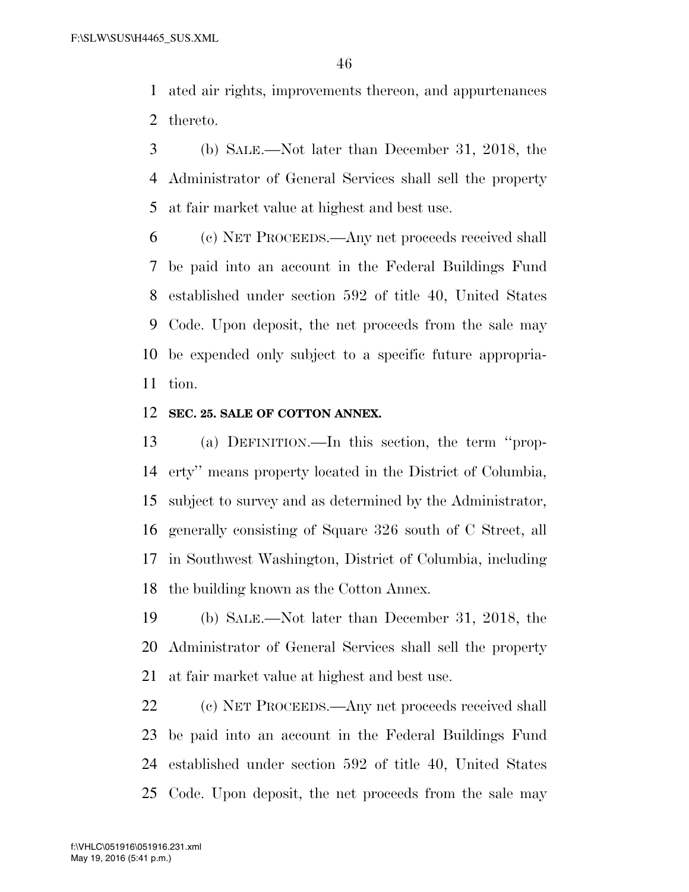ated air rights, improvements thereon, and appurtenances thereto.

(b) SALE.—Not later than December 31, 2018, the Administrator of General Services shall sell the property at fair market value at highest and best use.

(c) NET PROCEEDS.—Any net proceeds received shall be paid into an account in the Federal Buildings Fund established under section 592 of title 40, United States Code. Upon deposit, the net proceeds from the sale may be expended only subject to a specific future appropriation.

**SEC. 25. SALE OF COTTON ANNEX.**

(a) DEFINITION.—In this section, the term ''property'' means property located in the District of Columbia, subject to survey and as determined by the Administrator, generally consisting of Square 326 south of C Street, all in Southwest Washington, District of Columbia, including the building known as the Cotton Annex.

(b) SALE.—Not later than December 31, 2018, the Administrator of General Services shall sell the property at fair market value at highest and best use.

(c) NET PROCEEDS.—Any net proceeds received shall be paid into an account in the Federal Buildings Fund established under section 592 of title 40, United States Code. Upon deposit, the net proceeds from the sale may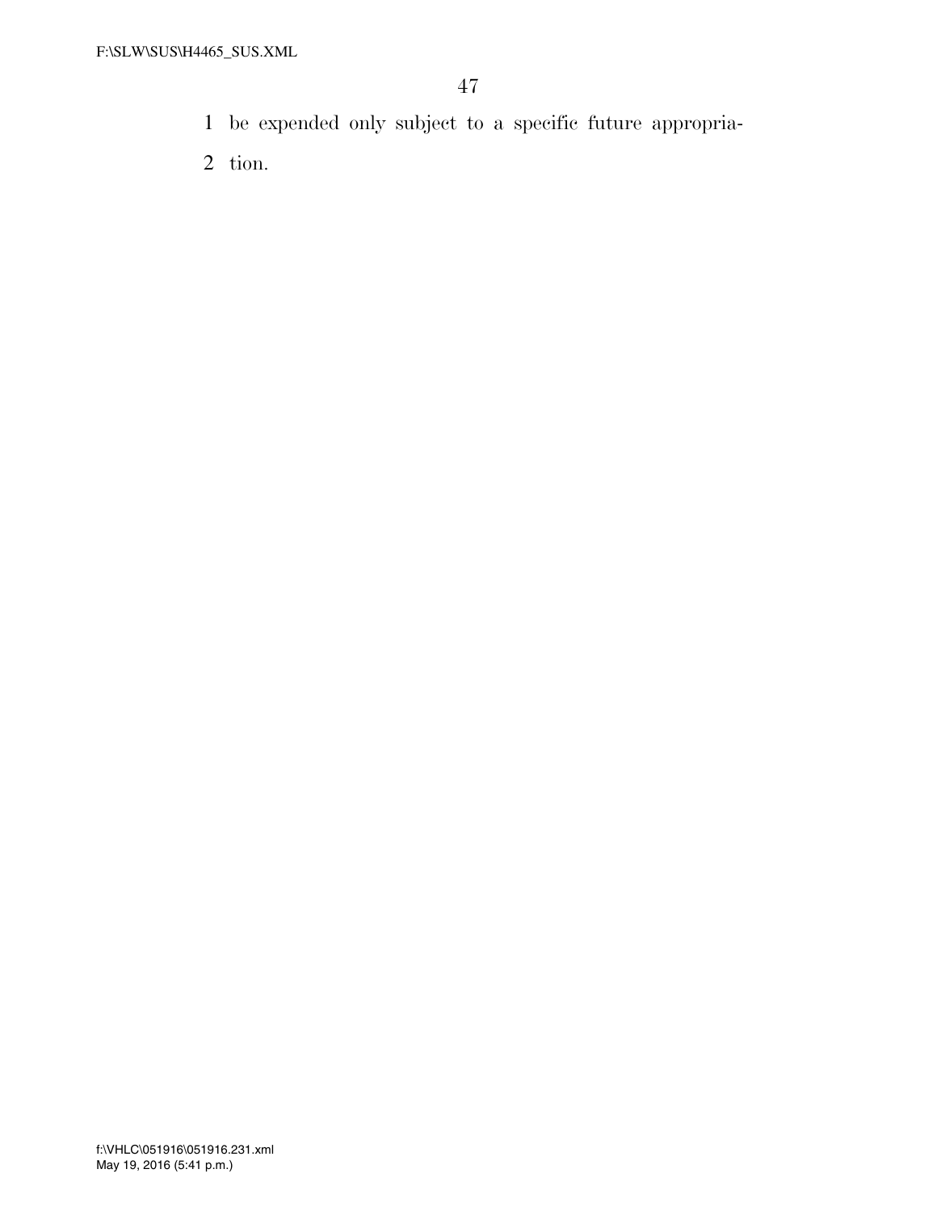be expended only subject to a specific future appropriation.